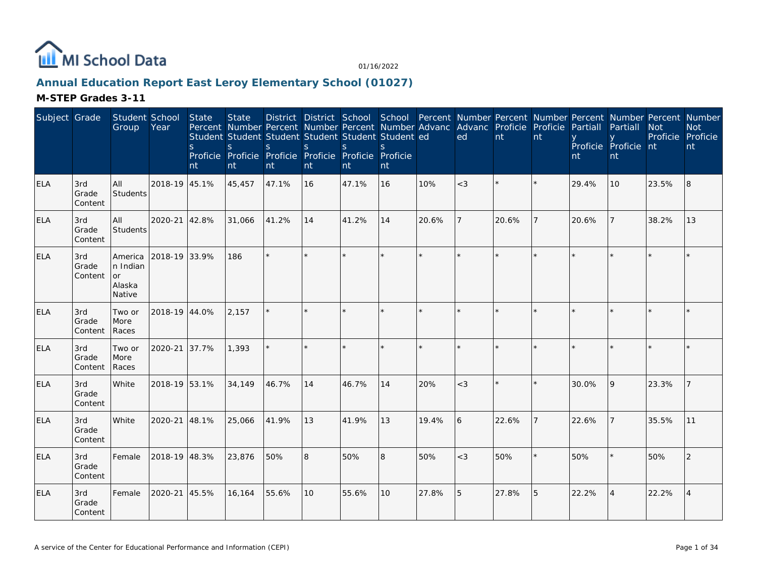MI School Data

01/16/2022

## Annual Education Report East Leroy Elementary School (01027)

### M-STEP Grades 3-11

| Subject | Grade | Student Group | School Year | State Percent Students Proficient | State Number Students Proficient | District Percent Students Proficient | District Number Students Proficient | School Percent Students Proficient | School Number Students Proficient | Percent Advanced | Number Advanced | Percent Proficient | Number Proficient | Percent Partially Proficient | Number Partially Proficient | Percent Not Proficient | Number Not Proficient |
|---|---|---|---|---|---|---|---|---|---|---|---|---|---|---|---|---|---|
| ELA | 3rd Grade Content | All Students | 2018-19 | 45.1% | 45,457 | 47.1% | 16 | 47.1% | 16 | 10% | <3 | * | * | 29.4% | 10 | 23.5% | 8 |
| ELA | 3rd Grade Content | All Students | 2020-21 | 42.8% | 31,066 | 41.2% | 14 | 41.2% | 14 | 20.6% | 7 | 20.6% | 7 | 20.6% | 7 | 38.2% | 13 |
| ELA | 3rd Grade Content | American Indian or Alaska Native | 2018-19 | 33.9% | 186 | * | * | * | * | * | * | * | * | * | * | * | * |
| ELA | 3rd Grade Content | Two or More Races | 2018-19 | 44.0% | 2,157 | * | * | * | * | * | * | * | * | * | * | * | * |
| ELA | 3rd Grade Content | Two or More Races | 2020-21 | 37.7% | 1,393 | * | * | * | * | * | * | * | * | * | * | * | * |
| ELA | 3rd Grade Content | White | 2018-19 | 53.1% | 34,149 | 46.7% | 14 | 46.7% | 14 | 20% | <3 | * | * | 30.0% | 9 | 23.3% | 7 |
| ELA | 3rd Grade Content | White | 2020-21 | 48.1% | 25,066 | 41.9% | 13 | 41.9% | 13 | 19.4% | 6 | 22.6% | 7 | 22.6% | 7 | 35.5% | 11 |
| ELA | 3rd Grade Content | Female | 2018-19 | 48.3% | 23,876 | 50% | 8 | 50% | 8 | 50% | <3 | 50% | * | 50% | * | 50% | 2 |
| ELA | 3rd Grade Content | Female | 2020-21 | 45.5% | 16,164 | 55.6% | 10 | 55.6% | 10 | 27.8% | 5 | 27.8% | 5 | 22.2% | 4 | 22.2% | 4 |

A service of the Center for Educational Performance and Information (CEPI)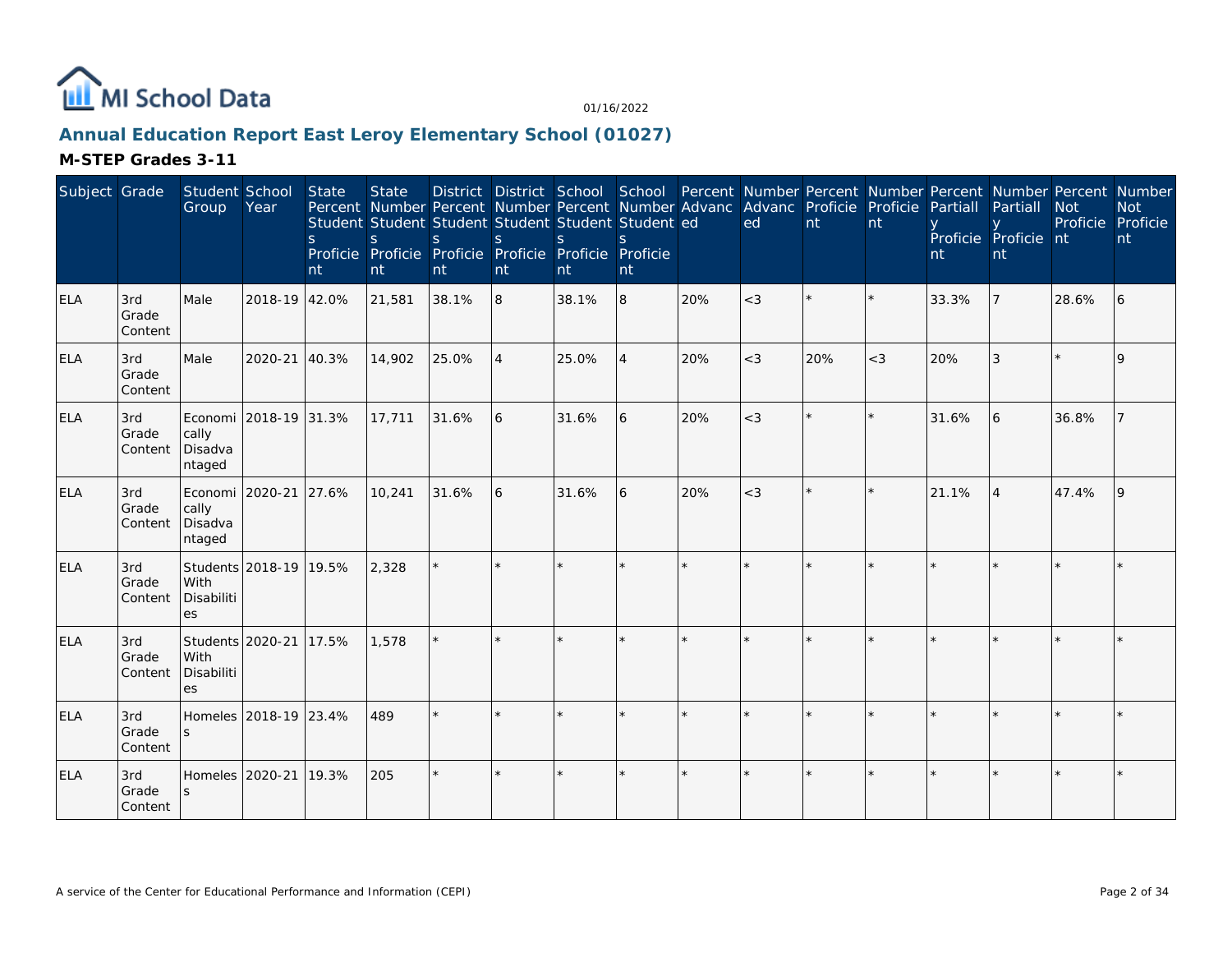MI School Data

01/16/2022

## Annual Education Report East Leroy Elementary School (01027)

### M-STEP Grades 3-11

| Subject | Grade | Student Group | School Year | State Percent Students Proficient | State Number Students Proficient | District Percent Students Proficient | District Number Students Proficient | School Percent Students Proficient | School Number Students Proficient | Percent Advanced | Number Advanced | Percent Proficient | Number Proficient | Percent Partially Proficient | Number Partially Proficient | Percent Not Proficient | Number Not Proficient |
|---|---|---|---|---|---|---|---|---|---|---|---|---|---|---|---|---|---|
| ELA | 3rd Grade Content | Male | 2018-19 | 42.0% | 21,581 | 38.1% | 8 | 38.1% | 8 | 20% | <3 | * | * | 33.3% | 7 | 28.6% | 6 |
| ELA | 3rd Grade Content | Male | 2020-21 | 40.3% | 14,902 | 25.0% | 4 | 25.0% | 4 | 20% | <3 | 20% | <3 | 20% | 3 | * | 9 |
| ELA | 3rd Grade Content | Economically Disadvantaged | 2018-19 | 31.3% | 17,711 | 31.6% | 6 | 31.6% | 6 | 20% | <3 | * | * | 31.6% | 6 | 36.8% | 7 |
| ELA | 3rd Grade Content | Economically Disadvantaged | 2020-21 | 27.6% | 10,241 | 31.6% | 6 | 31.6% | 6 | 20% | <3 | * | * | 21.1% | 4 | 47.4% | 9 |
| ELA | 3rd Grade Content | Students With Disabilities | 2018-19 | 19.5% | 2,328 | * | * | * | * | * | * | * | * | * | * | * | * |
| ELA | 3rd Grade Content | Students With Disabilities | 2020-21 | 17.5% | 1,578 | * | * | * | * | * | * | * | * | * | * | * | * |
| ELA | 3rd Grade Content | Homeless | 2018-19 | 23.4% | 489 | * | * | * | * | * | * | * | * | * | * | * | * |
| ELA | 3rd Grade Content | Homeless | 2020-21 | 19.3% | 205 | * | * | * | * | * | * | * | * | * | * | * | * |

A service of the Center for Educational Performance and Information (CEPI)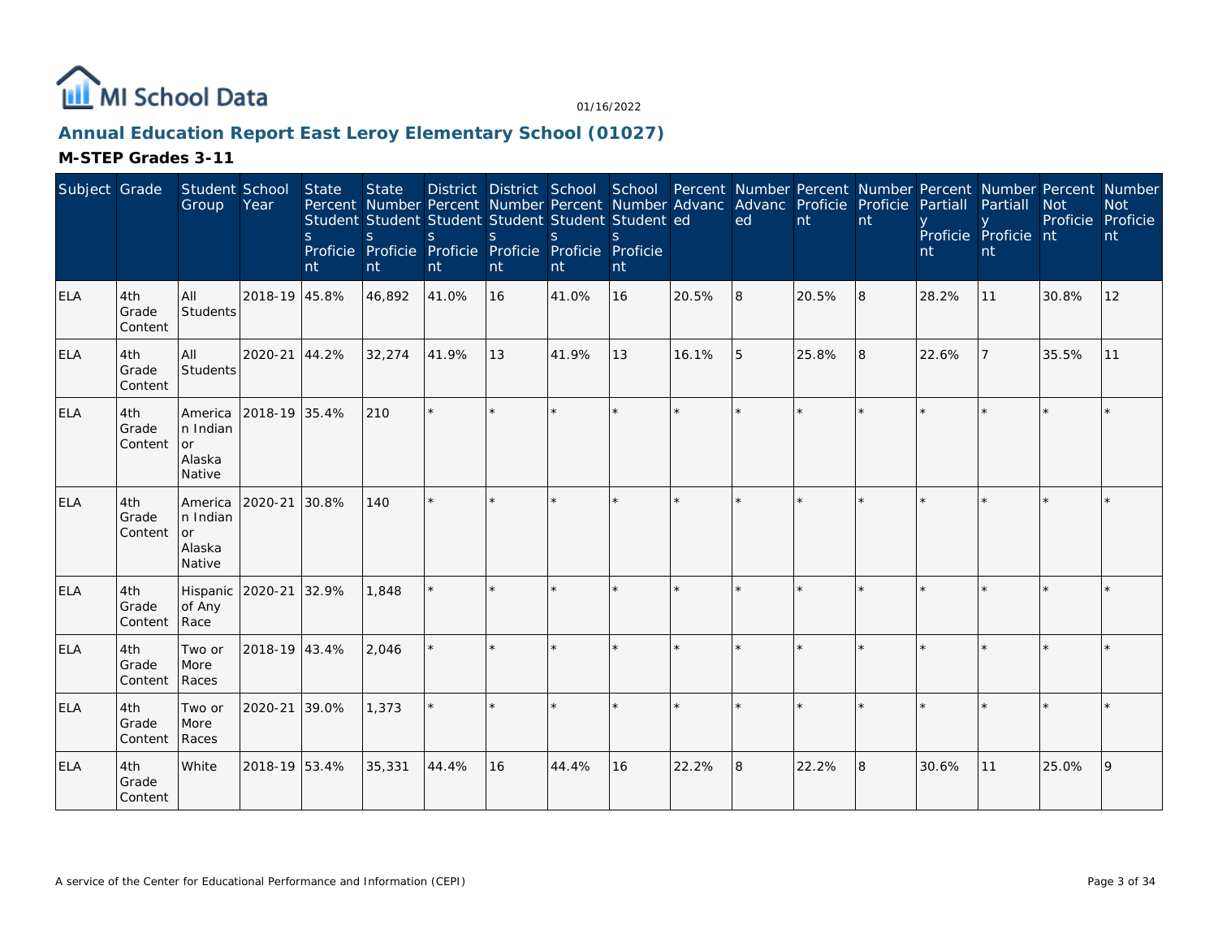# MI School Data

01/16/2022

## Annual Education Report East Leroy Elementary School (01027)

### M-STEP Grades 3-11

| Subject | Grade | Student Group | School Year | State Percent Students Proficient | State Number Students Proficient | District Percent Students Proficient | District Number Students Proficient | School Percent Students Proficient | School Number Students Proficient | Percent Advanced | Number Advanced | Percent Proficient | Number Proficient | Percent Partially Proficient | Number Partially Proficient | Percent Not Proficient | Number Not Proficient |
|---|---|---|---|---|---|---|---|---|---|---|---|---|---|---|---|---|---|
| ELA | 4th Grade Content | All Students | 2018-19 | 45.8% | 46,892 | 41.0% | 16 | 41.0% | 16 | 20.5% | 8 | 20.5% | 8 | 28.2% | 11 | 30.8% | 12 |
| ELA | 4th Grade Content | All Students | 2020-21 | 44.2% | 32,274 | 41.9% | 13 | 41.9% | 13 | 16.1% | 5 | 25.8% | 8 | 22.6% | 7 | 35.5% | 11 |
| ELA | 4th Grade Content | American Indian or Alaska Native | 2018-19 | 35.4% | 210 | * | * | * | * | * | * | * | * | * | * | * | * |
| ELA | 4th Grade Content | American Indian or Alaska Native | 2020-21 | 30.8% | 140 | * | * | * | * | * | * | * | * | * | * | * | * |
| ELA | 4th Grade Content | Hispanic of Any Race | 2020-21 | 32.9% | 1,848 | * | * | * | * | * | * | * | * | * | * | * | * |
| ELA | 4th Grade Content | Two or More Races | 2018-19 | 43.4% | 2,046 | * | * | * | * | * | * | * | * | * | * | * | * |
| ELA | 4th Grade Content | Two or More Races | 2020-21 | 39.0% | 1,373 | * | * | * | * | * | * | * | * | * | * | * | * |
| ELA | 4th Grade Content | White | 2018-19 | 53.4% | 35,331 | 44.4% | 16 | 44.4% | 16 | 22.2% | 8 | 22.2% | 8 | 30.6% | 11 | 25.0% | 9 |

A service of the Center for Educational Performance and Information (CEPI)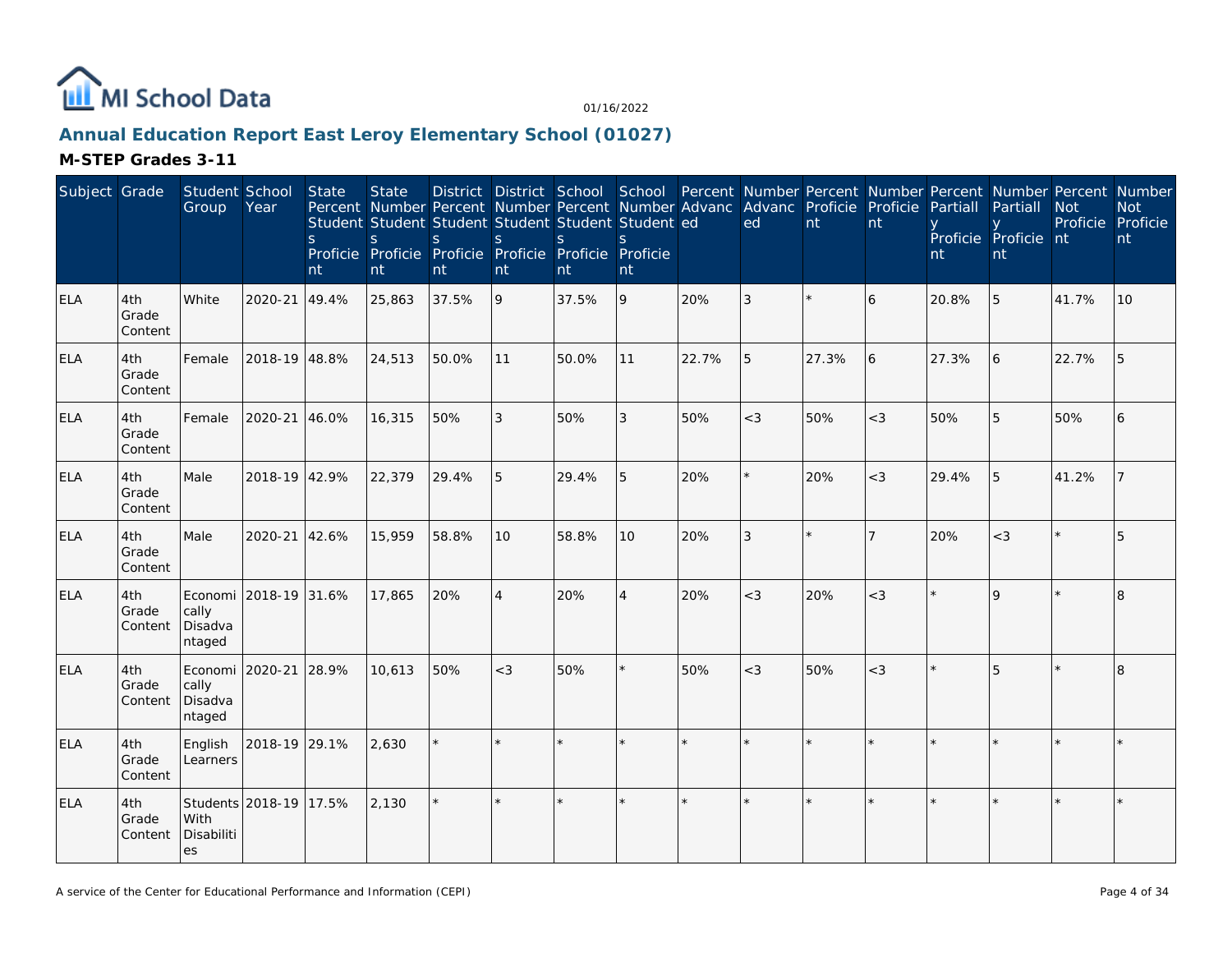MI School Data

01/16/2022

## Annual Education Report East Leroy Elementary School (01027)

### M-STEP Grades 3-11

| Subject | Grade | Student Group | School Year | State Percent Students Proficient | State Number Students Proficient | District Percent Students Proficient | District Number Students Proficient | School Percent Students Proficient | School Number Students Proficient | Percent Advanced | Number Advanced | Percent Proficient | Number Proficient | Percent Partially Proficient | Number Partially Proficient | Percent Not Proficient | Number Not Proficient |
|---|---|---|---|---|---|---|---|---|---|---|---|---|---|---|---|---|---|
| ELA | 4th Grade Content | White | 2020-21 | 49.4% | 25,863 | 37.5% | 9 | 37.5% | 9 | 20% | 3 | * | 6 | 20.8% | 5 | 41.7% | 10 |
| ELA | 4th Grade Content | Female | 2018-19 | 48.8% | 24,513 | 50.0% | 11 | 50.0% | 11 | 22.7% | 5 | 27.3% | 6 | 27.3% | 6 | 22.7% | 5 |
| ELA | 4th Grade Content | Female | 2020-21 | 46.0% | 16,315 | 50% | 3 | 50% | 3 | 50% | <3 | 50% | <3 | 50% | 5 | 50% | 6 |
| ELA | 4th Grade Content | Male | 2018-19 | 42.9% | 22,379 | 29.4% | 5 | 29.4% | 5 | 20% | * | 20% | <3 | 29.4% | 5 | 41.2% | 7 |
| ELA | 4th Grade Content | Male | 2020-21 | 42.6% | 15,959 | 58.8% | 10 | 58.8% | 10 | 20% | 3 | * | 7 | 20% | <3 | * | 5 |
| ELA | 4th Grade Content | Economically Disadvantaged | 2018-19 | 31.6% | 17,865 | 20% | 4 | 20% | 4 | 20% | <3 | 20% | <3 | * | 9 | * | 8 |
| ELA | 4th Grade Content | Economically Disadvantaged | 2020-21 | 28.9% | 10,613 | 50% | <3 | 50% | * | 50% | <3 | 50% | <3 | * | 5 | * | 8 |
| ELA | 4th Grade Content | English Learners | 2018-19 | 29.1% | 2,630 | * | * | * | * | * | * | * | * | * | * | * | * |
| ELA | 4th Grade Content | Students With Disabilities | 2018-19 | 17.5% | 2,130 | * | * | * | * | * | * | * | * | * | * | * | * |

A service of the Center for Educational Performance and Information (CEPI)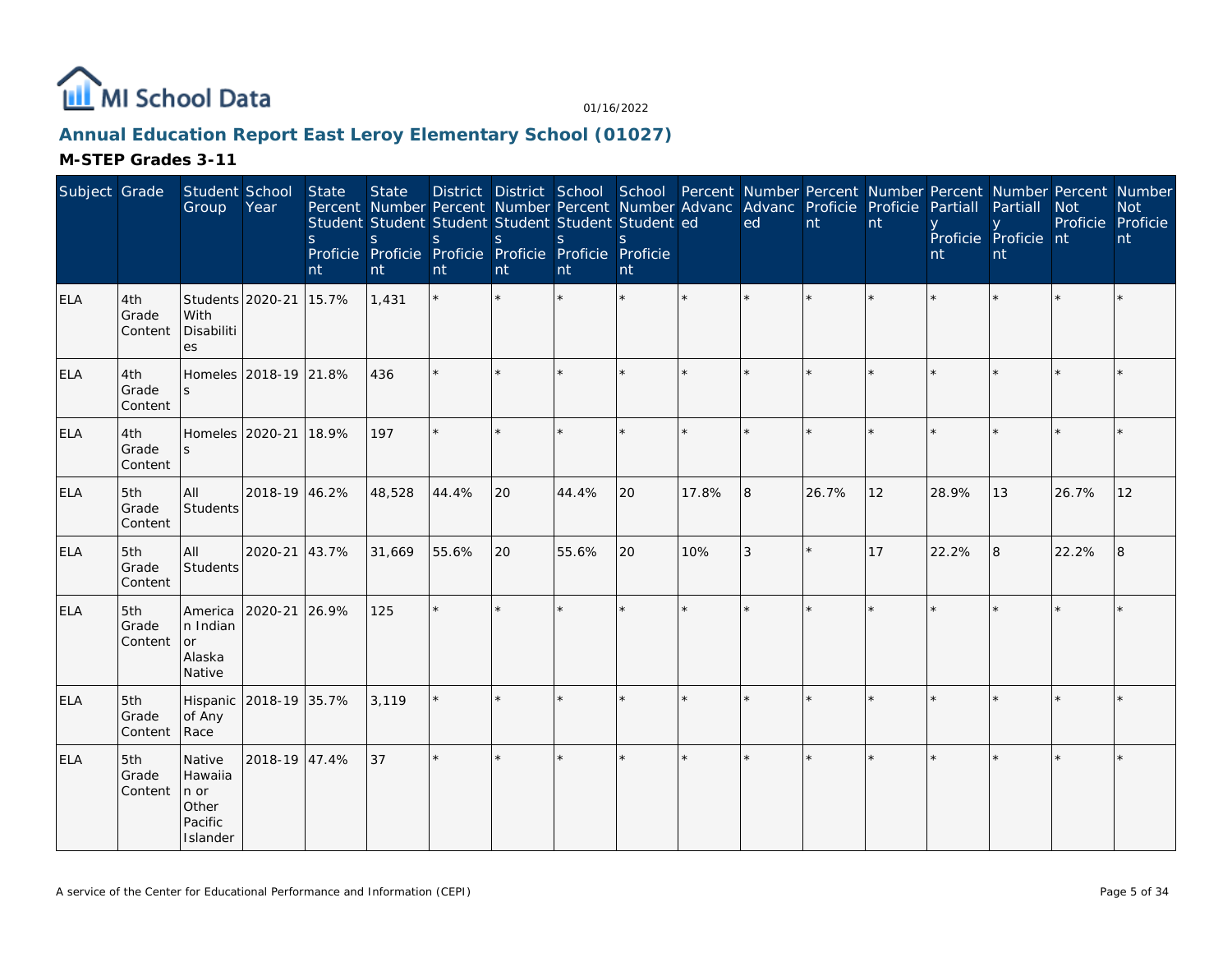## Annual Education Report East Leroy Elementary School (01027)

### M-STEP Grades 3-11

| Subject | Grade | Student Group | School Year | State Percent Students Proficient | State Number Students Proficient | District Percent Students Proficient | District Number Students Proficient | School Percent Students Proficient | School Number Students Proficient | Percent Advanced | Number Advanced | Percent Proficient | Number Proficient | Percent Partially Proficient | Number Partially Proficient | Percent Not Proficient | Number Not Proficient |
|---|---|---|---|---|---|---|---|---|---|---|---|---|---|---|---|---|---|
| ELA | 4th Grade Content | Students With Disabilities | 2020-21 | 15.7% | 1,431 | * | * | * | * | * | * | * | * | * | * | * | * |
| ELA | 4th Grade Content | Homeless | 2018-19 | 21.8% | 436 | * | * | * | * | * | * | * | * | * | * | * | * |
| ELA | 4th Grade Content | Homeless | 2020-21 | 18.9% | 197 | * | * | * | * | * | * | * | * | * | * | * | * |
| ELA | 5th Grade Content | All Students | 2018-19 | 46.2% | 48,528 | 44.4% | 20 | 44.4% | 20 | 17.8% | 8 | 26.7% | 12 | 28.9% | 13 | 26.7% | 12 |
| ELA | 5th Grade Content | All Students | 2020-21 | 43.7% | 31,669 | 55.6% | 20 | 55.6% | 20 | 10% | 3 | * | 17 | 22.2% | 8 | 22.2% | 8 |
| ELA | 5th Grade Content | American Indian or Alaska Native | 2020-21 | 26.9% | 125 | * | * | * | * | * | * | * | * | * | * | * | * |
| ELA | 5th Grade Content | Hispanic of Any Race | 2018-19 | 35.7% | 3,119 | * | * | * | * | * | * | * | * | * | * | * | * |
| ELA | 5th Grade Content | Native Hawaiian or Other Pacific Islander | 2018-19 | 47.4% | 37 | * | * | * | * | * | * | * | * | * | * | * | * |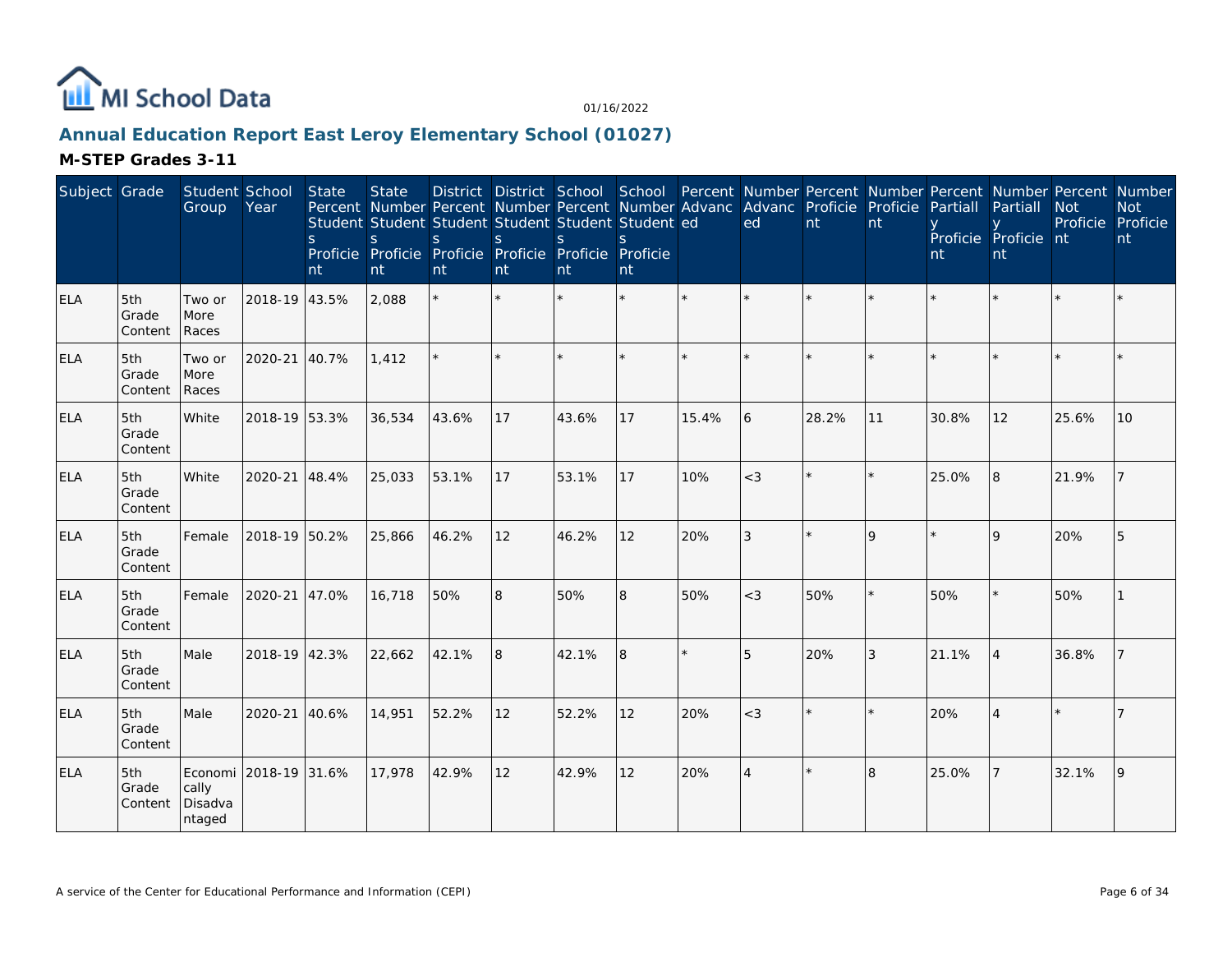MI School Data

01/16/2022

## Annual Education Report East Leroy Elementary School (01027)

### M-STEP Grades 3-11

| Subject | Grade | Student Group | School Year | State Percent Students Proficient | State Number Students Proficient | District Percent Students Proficient | District Number Students Proficient | School Percent Students Proficient | School Number Students Proficient | Percent Advanced | Number Advanced | Percent Proficient | Number Proficient | Percent Partially Proficient | Number Partially Proficient | Percent Not Proficient | Number Not Proficient |
|---|---|---|---|---|---|---|---|---|---|---|---|---|---|---|---|---|---|
| ELA | 5th Grade Content | Two or More Races | 2018-19 | 43.5% | 2,088 | * | * | * | * | * | * | * | * | * | * | * | * |
| ELA | 5th Grade Content | Two or More Races | 2020-21 | 40.7% | 1,412 | * | * | * | * | * | * | * | * | * | * | * | * |
| ELA | 5th Grade Content | White | 2018-19 | 53.3% | 36,534 | 43.6% | 17 | 43.6% | 17 | 15.4% | 6 | 28.2% | 11 | 30.8% | 12 | 25.6% | 10 |
| ELA | 5th Grade Content | White | 2020-21 | 48.4% | 25,033 | 53.1% | 17 | 53.1% | 17 | 10% | <3 | * | * | 25.0% | 8 | 21.9% | 7 |
| ELA | 5th Grade Content | Female | 2018-19 | 50.2% | 25,866 | 46.2% | 12 | 46.2% | 12 | 20% | 3 | * | 9 | * | 9 | 20% | 5 |
| ELA | 5th Grade Content | Female | 2020-21 | 47.0% | 16,718 | 50% | 8 | 50% | 8 | 50% | <3 | 50% | * | 50% | * | 50% | 1 |
| ELA | 5th Grade Content | Male | 2018-19 | 42.3% | 22,662 | 42.1% | 8 | 42.1% | 8 | * | 5 | 20% | 3 | 21.1% | 4 | 36.8% | 7 |
| ELA | 5th Grade Content | Male | 2020-21 | 40.6% | 14,951 | 52.2% | 12 | 52.2% | 12 | 20% | <3 | * | * | 20% | 4 | * | 7 |
| ELA | 5th Grade Content | Economically Disadvantaged | 2018-19 | 31.6% | 17,978 | 42.9% | 12 | 42.9% | 12 | 20% | 4 | * | 8 | 25.0% | 7 | 32.1% | 9 |

A service of the Center for Educational Performance and Information (CEPI)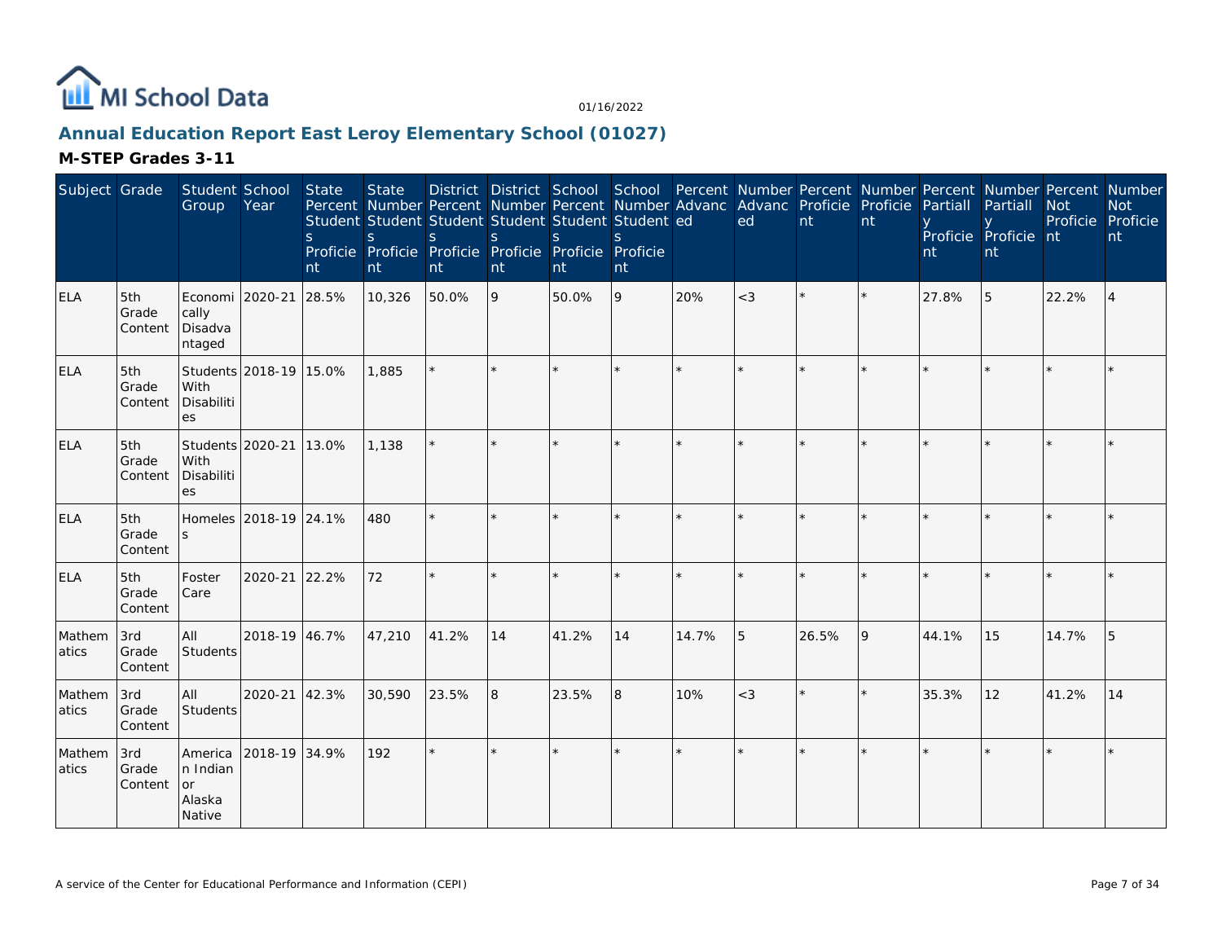# Annual Education Report East Leroy Elementary School (01027)

01/16/2022

## M-STEP Grades 3-11

| Subject | Grade | Student Group | School Year | State Percent Students Proficient | State Number Students Proficient | District Percent Students Proficient | District Number Students Proficient | School Percent Students Proficient | School Number Students Proficient | Percent Advanced | Number Advanced | Percent Proficient | Number Proficient | Percent Partially Proficient | Number Partially Proficient | Percent Not Proficient | Number Not Proficient |
|---|---|---|---|---|---|---|---|---|---|---|---|---|---|---|---|---|---|
| ELA | 5th Grade Content | Economically Disadvantaged | 2020-21 | 28.5% | 10,326 | 50.0% | 9 | 50.0% | 9 | 20% | <3 | * | * | 27.8% | 5 | 22.2% | 4 |
| ELA | 5th Grade Content | Students With Disabilities | 2018-19 | 15.0% | 1,885 | * | * | * | * | * | * | * | * | * | * | * | * |
| ELA | 5th Grade Content | Students With Disabilities | 2020-21 | 13.0% | 1,138 | * | * | * | * | * | * | * | * | * | * | * | * |
| ELA | 5th Grade Content | Homeless | 2018-19 | 24.1% | 480 | * | * | * | * | * | * | * | * | * | * | * | * |
| ELA | 5th Grade Content | Foster Care | 2020-21 | 22.2% | 72 | * | * | * | * | * | * | * | * | * | * | * | * |
| Mathematics | 3rd Grade Content | All Students | 2018-19 | 46.7% | 47,210 | 41.2% | 14 | 41.2% | 14 | 14.7% | 5 | 26.5% | 9 | 44.1% | 15 | 14.7% | 5 |
| Mathematics | 3rd Grade Content | All Students | 2020-21 | 42.3% | 30,590 | 23.5% | 8 | 23.5% | 8 | 10% | <3 | * | * | 35.3% | 12 | 41.2% | 14 |
| Mathematics | 3rd Grade Content | American Indian or Alaska Native | 2018-19 | 34.9% | 192 | * | * | * | * | * | * | * | * | * | * | * | * |

A service of the Center for Educational Performance and Information (CEPI)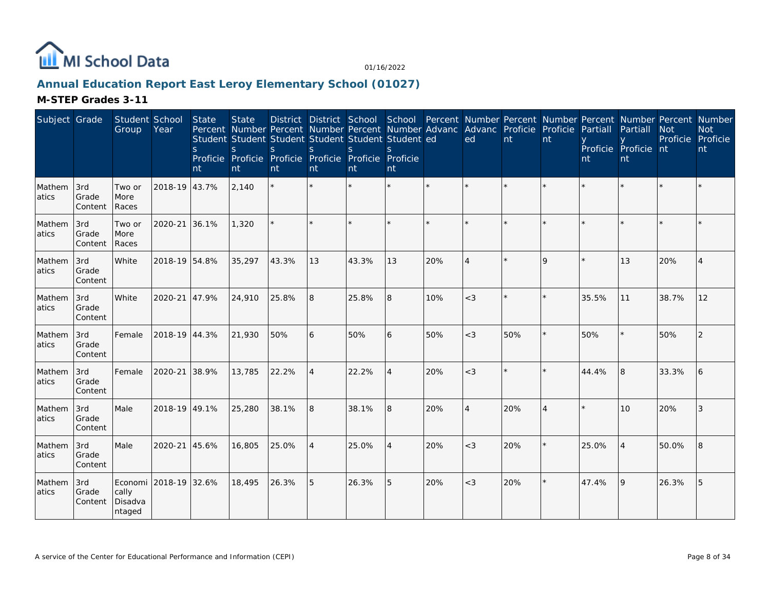MI School Data

01/16/2022

## Annual Education Report East Leroy Elementary School (01027)

### M-STEP Grades 3-11

| Subject | Grade | Student Group | School Year | State Percent Students Proficient | State Number Students Proficient | District Percent Students Proficient | District Number Students Proficient | School Percent Students Proficient | School Number Students Proficient | Percent Advanced | Number Advanced | Percent Proficient | Number Proficient | Percent Partially Proficient | Number Partially Proficient | Percent Not Proficient | Number Not Proficient |
|---|---|---|---|---|---|---|---|---|---|---|---|---|---|---|---|---|---|
| Mathematics | 3rd Grade Content | Two or More Races | 2018-19 | 43.7% | 2,140 | * | * | * | * | * | * | * | * | * | * | * | * |
| Mathematics | 3rd Grade Content | Two or More Races | 2020-21 | 36.1% | 1,320 | * | * | * | * | * | * | * | * | * | * | * | * |
| Mathematics | 3rd Grade Content | White | 2018-19 | 54.8% | 35,297 | 43.3% | 13 | 43.3% | 13 | 20% | 4 | * | 9 | * | 13 | 20% | 4 |
| Mathematics | 3rd Grade Content | White | 2020-21 | 47.9% | 24,910 | 25.8% | 8 | 25.8% | 8 | 10% | <3 | * | * | 35.5% | 11 | 38.7% | 12 |
| Mathematics | 3rd Grade Content | Female | 2018-19 | 44.3% | 21,930 | 50% | 6 | 50% | 6 | 50% | <3 | 50% | * | 50% | * | 50% | 2 |
| Mathematics | 3rd Grade Content | Female | 2020-21 | 38.9% | 13,785 | 22.2% | 4 | 22.2% | 4 | 20% | <3 | * | * | 44.4% | 8 | 33.3% | 6 |
| Mathematics | 3rd Grade Content | Male | 2018-19 | 49.1% | 25,280 | 38.1% | 8 | 38.1% | 8 | 20% | 4 | 20% | 4 | * | 10 | 20% | 3 |
| Mathematics | 3rd Grade Content | Male | 2020-21 | 45.6% | 16,805 | 25.0% | 4 | 25.0% | 4 | 20% | <3 | 20% | * | 25.0% | 4 | 50.0% | 8 |
| Mathematics | 3rd Grade Content | Economically Disadvantaged | 2018-19 | 32.6% | 18,495 | 26.3% | 5 | 26.3% | 5 | 20% | <3 | 20% | * | 47.4% | 9 | 26.3% | 5 |

A service of the Center for Educational Performance and Information (CEPI)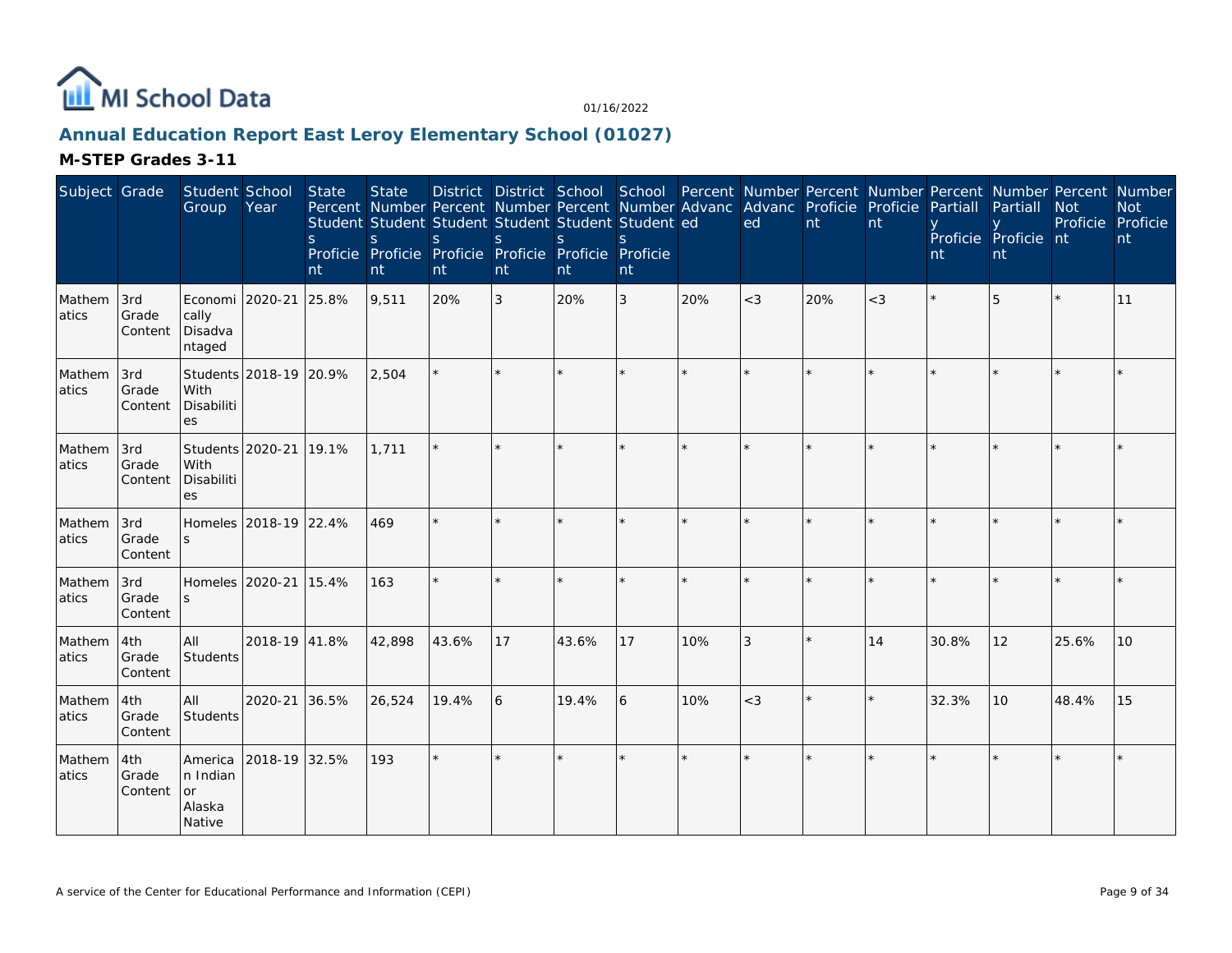# Annual Education Report East Leroy Elementary School (01027)

01/16/2022

## M-STEP Grades 3-11

| Subject | Grade | Student Group | School Year | State Percent Students Proficient | State Number Students Proficient | District Percent Students Proficient | District Number Students Proficient | School Percent Students Proficient | School Number Students Proficient | Percent Advanced | Number Advanced | Percent Proficient | Number Proficient | Percent Partially Proficient | Number Partially Proficient | Percent Not Proficient | Number Not Proficient |
|---|---|---|---|---|---|---|---|---|---|---|---|---|---|---|---|---|---|
| Mathematics | 3rd Grade Content | Economically Disadvantaged | 2020-21 | 25.8% | 9,511 | 20% | 3 | 20% | 3 | 20% | <3 | 20% | <3 | * | 5 | * | 11 |
| Mathematics | 3rd Grade Content | Students With Disabilities | 2018-19 | 20.9% | 2,504 | * | * | * | * | * | * | * | * | * | * | * | * |
| Mathematics | 3rd Grade Content | Students With Disabilities | 2020-21 | 19.1% | 1,711 | * | * | * | * | * | * | * | * | * | * | * | * |
| Mathematics | 3rd Grade Content | Homeless | 2018-19 | 22.4% | 469 | * | * | * | * | * | * | * | * | * | * | * | * |
| Mathematics | 3rd Grade Content | Homeless | 2020-21 | 15.4% | 163 | * | * | * | * | * | * | * | * | * | * | * | * |
| Mathematics | 4th Grade Content | All Students | 2018-19 | 41.8% | 42,898 | 43.6% | 17 | 43.6% | 17 | 10% | 3 | * | 14 | 30.8% | 12 | 25.6% | 10 |
| Mathematics | 4th Grade Content | All Students | 2020-21 | 36.5% | 26,524 | 19.4% | 6 | 19.4% | 6 | 10% | <3 | * | * | 32.3% | 10 | 48.4% | 15 |
| Mathematics | 4th Grade Content | American Indian or Alaska Native | 2018-19 | 32.5% | 193 | * | * | * | * | * | * | * | * | * | * | * | * |

A service of the Center for Educational Performance and Information (CEPI)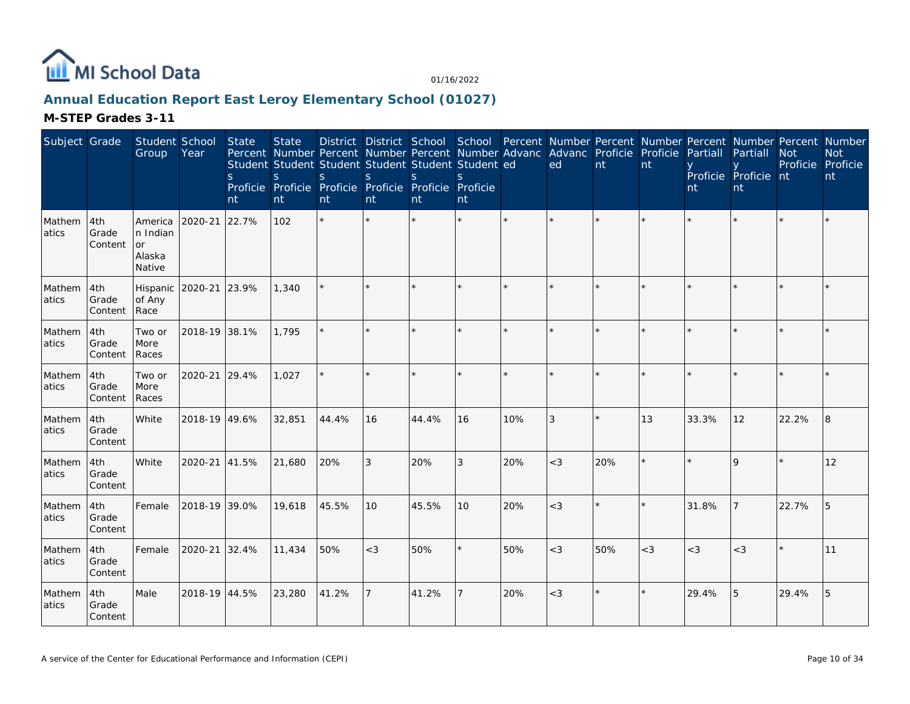## Annual Education Report East Leroy Elementary School (01027)

### M-STEP Grades 3-11

| Subject | Grade | Student Group | School Year | State Percent Students Proficient | State Number Students Proficient | District Percent Students Proficient | District Number Students Proficient | School Percent Students Proficient | School Number Students Proficient | Percent Advanced | Number Advanced | Percent Proficient | Number Proficient | Percent Partially Proficient | Number Partially Proficient | Percent Not Proficient | Number Not Proficient |
|---|---|---|---|---|---|---|---|---|---|---|---|---|---|---|---|---|---|
| Mathematics | 4th Grade Content | American Indian or Alaska Native | 2020-21 | 22.7% | 102 | * | * | * | * | * | * | * | * | * | * | * | * |
| Mathematics | 4th Grade Content | Hispanic of Any Race | 2020-21 | 23.9% | 1,340 | * | * | * | * | * | * | * | * | * | * | * | * |
| Mathematics | 4th Grade Content | Two or More Races | 2018-19 | 38.1% | 1,795 | * | * | * | * | * | * | * | * | * | * | * | * |
| Mathematics | 4th Grade Content | Two or More Races | 2020-21 | 29.4% | 1,027 | * | * | * | * | * | * | * | * | * | * | * | * |
| Mathematics | 4th Grade Content | White | 2018-19 | 49.6% | 32,851 | 44.4% | 16 | 44.4% | 16 | 10% | 3 | * | 13 | 33.3% | 12 | 22.2% | 8 |
| Mathematics | 4th Grade Content | White | 2020-21 | 41.5% | 21,680 | 20% | 3 | 20% | 3 | 20% | <3 | 20% | * | * | 9 | * | 12 |
| Mathematics | 4th Grade Content | Female | 2018-19 | 39.0% | 19,618 | 45.5% | 10 | 45.5% | 10 | 20% | <3 | * | * | 31.8% | 7 | 22.7% | 5 |
| Mathematics | 4th Grade Content | Female | 2020-21 | 32.4% | 11,434 | 50% | <3 | 50% | * | 50% | <3 | 50% | <3 | <3 | <3 | * | 11 |
| Mathematics | 4th Grade Content | Male | 2018-19 | 44.5% | 23,280 | 41.2% | 7 | 41.2% | 7 | 20% | <3 | * | * | 29.4% | 5 | 29.4% | 5 |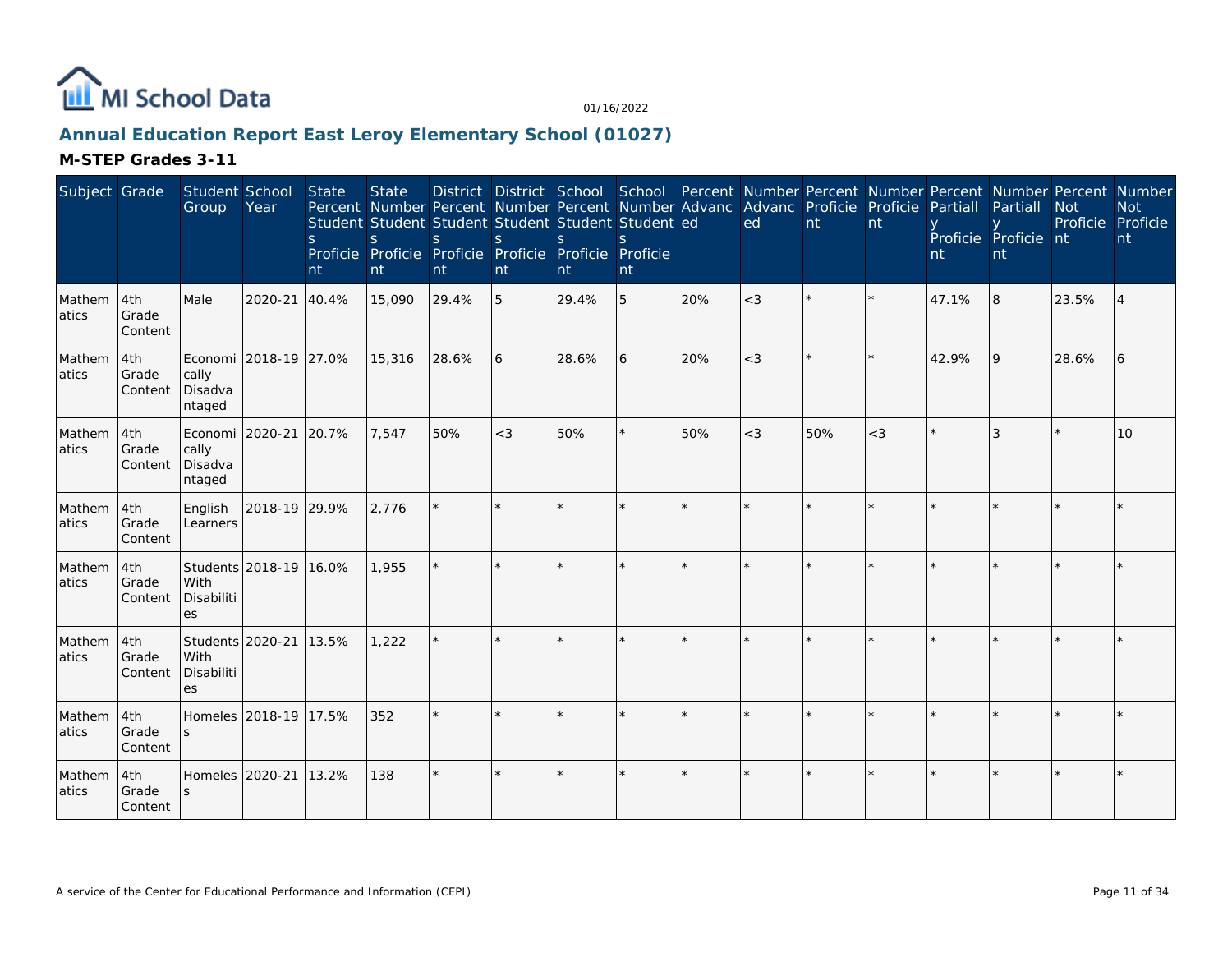## Annual Education Report East Leroy Elementary School (01027)

### M-STEP Grades 3-11

| Subject | Grade | Student Group | School Year | State Percent Students Proficient | State Number Students Proficient | District Percent Students Proficient | District Number Students Proficient | School Percent Students Proficient | School Number Students Proficient | Percent Advanced | Number Advanced | Percent Proficient | Number Proficient | Percent Partially Proficient | Number Partially Proficient | Percent Not Proficient | Number Not Proficient |
|---|---|---|---|---|---|---|---|---|---|---|---|---|---|---|---|---|---|
| Mathematics | 4th Grade Content | Male | 2020-21 | 40.4% | 15,090 | 29.4% | 5 | 29.4% | 5 | 20% | <3 | * | * | 47.1% | 8 | 23.5% | 4 |
| Mathematics | 4th Grade Content | Economically Disadvantaged | 2018-19 | 27.0% | 15,316 | 28.6% | 6 | 28.6% | 6 | 20% | <3 | * | * | 42.9% | 9 | 28.6% | 6 |
| Mathematics | 4th Grade Content | Economically Disadvantaged | 2020-21 | 20.7% | 7,547 | 50% | <3 | 50% | * | 50% | <3 | 50% | <3 | * | 3 | * | 10 |
| Mathematics | 4th Grade Content | English Learners | 2018-19 | 29.9% | 2,776 | * | * | * | * | * | * | * | * | * | * | * | * |
| Mathematics | 4th Grade Content | Students With Disabilities | 2018-19 | 16.0% | 1,955 | * | * | * | * | * | * | * | * | * | * | * | * |
| Mathematics | 4th Grade Content | Students With Disabilities | 2020-21 | 13.5% | 1,222 | * | * | * | * | * | * | * | * | * | * | * | * |
| Mathematics | 4th Grade Content | Homeless | 2018-19 | 17.5% | 352 | * | * | * | * | * | * | * | * | * | * | * | * |
| Mathematics | 4th Grade Content | Homeless | 2020-21 | 13.2% | 138 | * | * | * | * | * | * | * | * | * | * | * | * |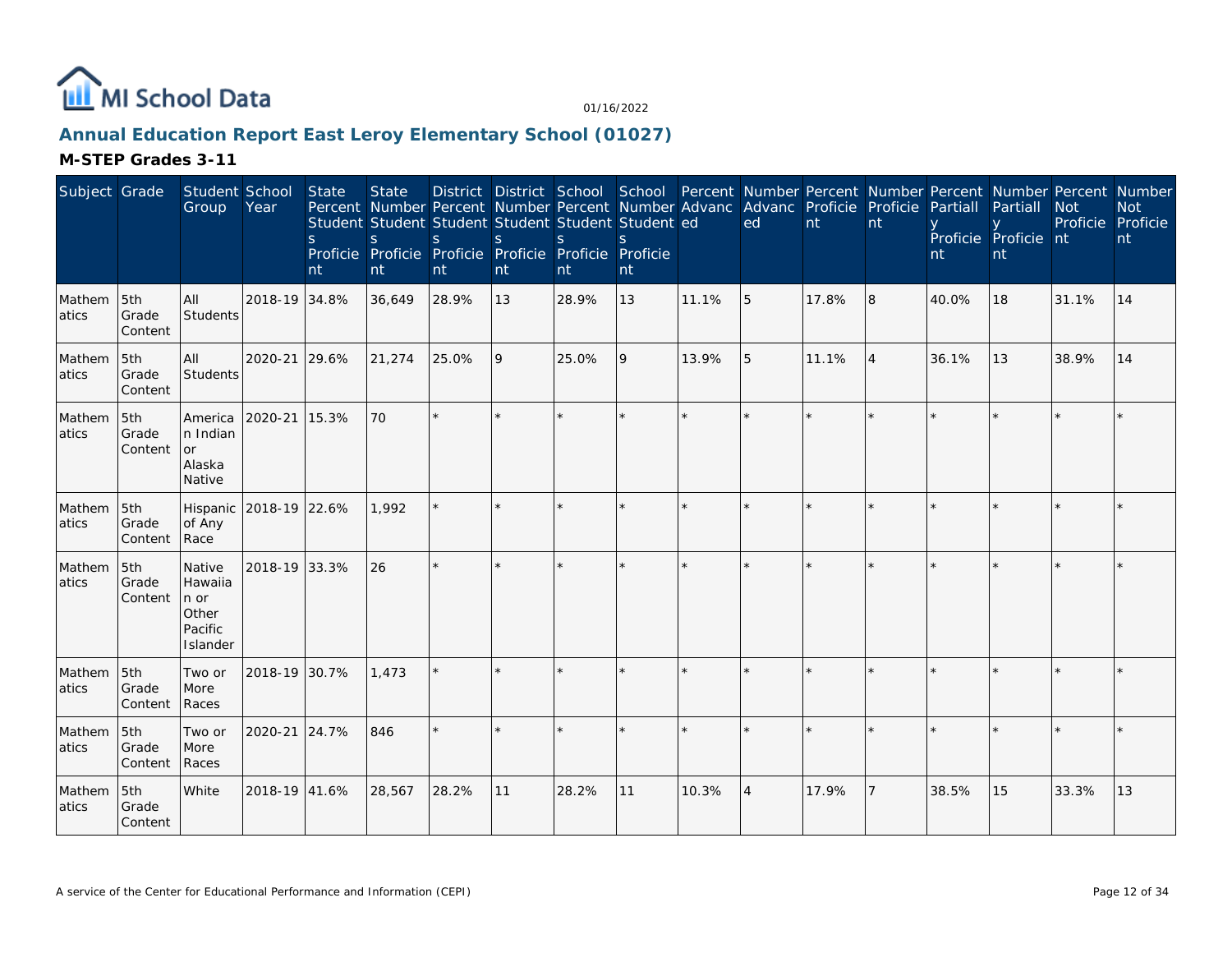MI School Data

01/16/2022

## Annual Education Report East Leroy Elementary School (01027)

### M-STEP Grades 3-11

| Subject | Grade | Student Group | School Year | State Percent Students Proficient | State Number Students Proficient | District Percent Students Proficient | District Number Students Proficient | School Percent Students Proficient | School Number Students Proficient | Percent Advanced | Number Advanced | Percent Proficient | Number Proficient | Percent Partially Proficient | Number Partially Proficient | Percent Not Proficient | Number Not Proficient |
|---|---|---|---|---|---|---|---|---|---|---|---|---|---|---|---|---|---|
| Mathematics | 5th Grade Content | All Students | 2018-19 | 34.8% | 36,649 | 28.9% | 13 | 28.9% | 13 | 11.1% | 5 | 17.8% | 8 | 40.0% | 18 | 31.1% | 14 |
| Mathematics | 5th Grade Content | All Students | 2020-21 | 29.6% | 21,274 | 25.0% | 9 | 25.0% | 9 | 13.9% | 5 | 11.1% | 4 | 36.1% | 13 | 38.9% | 14 |
| Mathematics | 5th Grade Content | American Indian or Alaska Native | 2020-21 | 15.3% | 70 | * | * | * | * | * | * | * | * | * | * | * | * |
| Mathematics | 5th Grade Content | Hispanic of Any Race | 2018-19 | 22.6% | 1,992 | * | * | * | * | * | * | * | * | * | * | * | * |
| Mathematics | 5th Grade Content | Native Hawaiian or Other Pacific Islander | 2018-19 | 33.3% | 26 | * | * | * | * | * | * | * | * | * | * | * | * |
| Mathematics | 5th Grade Content | Two or More Races | 2018-19 | 30.7% | 1,473 | * | * | * | * | * | * | * | * | * | * | * | * |
| Mathematics | 5th Grade Content | Two or More Races | 2020-21 | 24.7% | 846 | * | * | * | * | * | * | * | * | * | * | * | * |
| Mathematics | 5th Grade Content | White | 2018-19 | 41.6% | 28,567 | 28.2% | 11 | 28.2% | 11 | 10.3% | 4 | 17.9% | 7 | 38.5% | 15 | 33.3% | 13 |

A service of the Center for Educational Performance and Information (CEPI)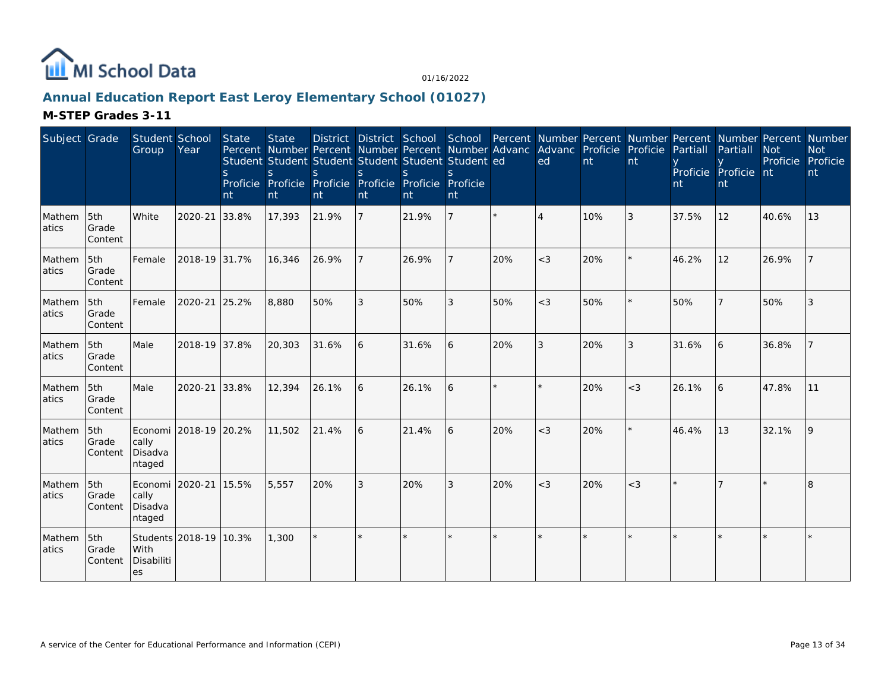MI School Data

01/16/2022

## Annual Education Report East Leroy Elementary School (01027)

### M-STEP Grades 3-11

| Subject | Grade | Student Group | School Year | State Percent Students Proficient | State Number Students Proficient | District Percent Students Proficient | District Number Students Proficient | School Percent Students Proficient | School Number Students Proficient | Percent Advanced | Number Advanced | Percent Proficient | Number Proficient | Percent Partially Proficient | Number Partially Proficient | Percent Not Proficient | Number Not Proficient |
|---|---|---|---|---|---|---|---|---|---|---|---|---|---|---|---|---|---|
| Mathematics | 5th Grade Content | White | 2020-21 | 33.8% | 17,393 | 21.9% | 7 | 21.9% | 7 | * | 4 | 10% | 3 | 37.5% | 12 | 40.6% | 13 |
| Mathematics | 5th Grade Content | Female | 2018-19 | 31.7% | 16,346 | 26.9% | 7 | 26.9% | 7 | 20% | <3 | 20% | * | 46.2% | 12 | 26.9% | 7 |
| Mathematics | 5th Grade Content | Female | 2020-21 | 25.2% | 8,880 | 50% | 3 | 50% | 3 | 50% | <3 | 50% | * | 50% | 7 | 50% | 3 |
| Mathematics | 5th Grade Content | Male | 2018-19 | 37.8% | 20,303 | 31.6% | 6 | 31.6% | 6 | 20% | 3 | 20% | 3 | 31.6% | 6 | 36.8% | 7 |
| Mathematics | 5th Grade Content | Male | 2020-21 | 33.8% | 12,394 | 26.1% | 6 | 26.1% | 6 | * | * | 20% | <3 | 26.1% | 6 | 47.8% | 11 |
| Mathematics | 5th Grade Content | Economically Disadvantaged | 2018-19 | 20.2% | 11,502 | 21.4% | 6 | 21.4% | 6 | 20% | <3 | 20% | * | 46.4% | 13 | 32.1% | 9 |
| Mathematics | 5th Grade Content | Economically Disadvantaged | 2020-21 | 15.5% | 5,557 | 20% | 3 | 20% | 3 | 20% | <3 | 20% | <3 | * | 7 | * | 8 |
| Mathematics | 5th Grade Content | Students With Disabilities | 2018-19 | 10.3% | 1,300 | * | * | * | * | * | * | * | * | * | * | * | * |

A service of the Center for Educational Performance and Information (CEPI)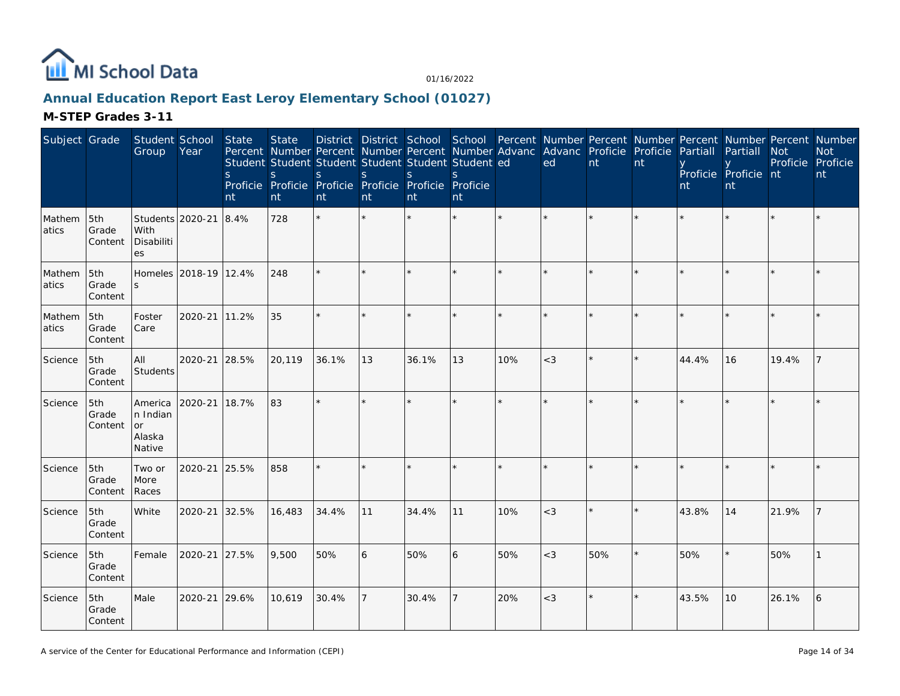# Annual Education Report East Leroy Elementary School (01027)

01/16/2022

## M-STEP Grades 3-11

| Subject | Grade | Student Group | School Year | State Percent Students Proficient | State Number Students Proficient | District Percent Students Proficient | District Number Students Proficient | School Percent Students Proficient | School Number Students Proficient | Percent Advanced | Number Advanced | Percent Proficient | Number Proficient | Percent Partially Proficient | Number Partially Proficient | Percent Not Proficient | Number Not Proficient |
|---|---|---|---|---|---|---|---|---|---|---|---|---|---|---|---|---|---|
| Mathematics | 5th Grade Content | Students With Disabilities | 2020-21 | 8.4% | 728 | * | * | * | * | * | * | * | * | * | * | * | * |
| Mathematics | 5th Grade Content | Homeless | 2018-19 | 12.4% | 248 | * | * | * | * | * | * | * | * | * | * | * | * |
| Mathematics | 5th Grade Content | Foster Care | 2020-21 | 11.2% | 35 | * | * | * | * | * | * | * | * | * | * | * | * |
| Science | 5th Grade Content | All Students | 2020-21 | 28.5% | 20,119 | 36.1% | 13 | 36.1% | 13 | 10% | <3 | * | * | 44.4% | 16 | 19.4% | 7 |
| Science | 5th Grade Content | American Indian or Alaska Native | 2020-21 | 18.7% | 83 | * | * | * | * | * | * | * | * | * | * | * | * |
| Science | 5th Grade Content | Two or More Races | 2020-21 | 25.5% | 858 | * | * | * | * | * | * | * | * | * | * | * | * |
| Science | 5th Grade Content | White | 2020-21 | 32.5% | 16,483 | 34.4% | 11 | 34.4% | 11 | 10% | <3 | * | * | 43.8% | 14 | 21.9% | 7 |
| Science | 5th Grade Content | Female | 2020-21 | 27.5% | 9,500 | 50% | 6 | 50% | 6 | 50% | <3 | 50% | * | 50% | * | 50% | 1 |
| Science | 5th Grade Content | Male | 2020-21 | 29.6% | 10,619 | 30.4% | 7 | 30.4% | 7 | 20% | <3 | * | * | 43.5% | 10 | 26.1% | 6 |

A service of the Center for Educational Performance and Information (CEPI)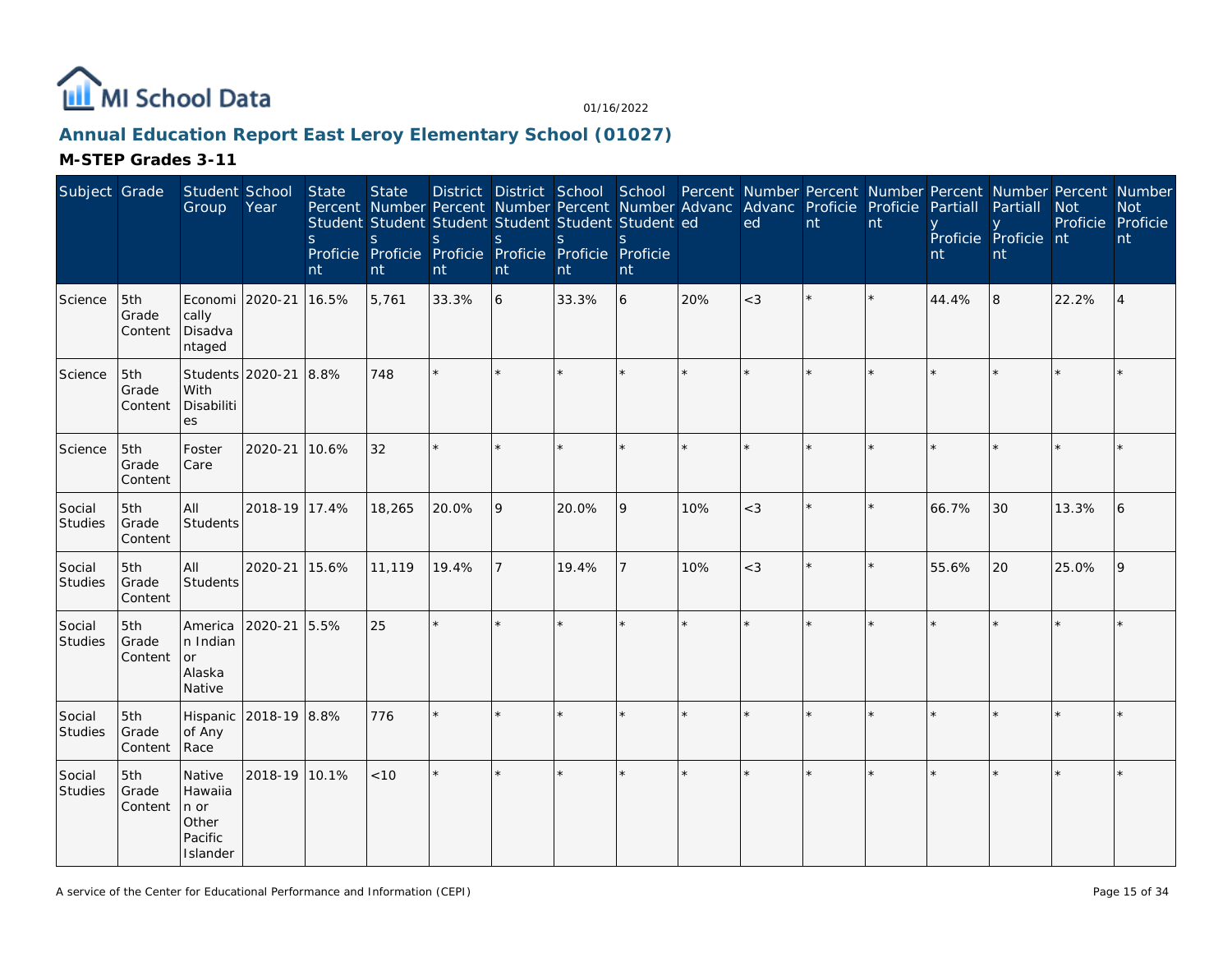# Annual Education Report East Leroy Elementary School (01027)

## M-STEP Grades 3-11

| Subject | Grade | Student Group | School Year | State Percent Students Proficient | State Number Students Proficient | District Percent Students Proficient | District Number Students Proficient | School Percent Students Proficient | School Number Students Proficient | Percent Advanced | Number Advanced | Percent Proficient | Number Proficient | Percent Partially Proficient | Number Partially Proficient | Percent Not Proficient | Number Not Proficient |
|---|---|---|---|---|---|---|---|---|---|---|---|---|---|---|---|---|---|
| Science | 5th Grade Content | Economically Disadvantaged | 2020-21 | 16.5% | 5,761 | 33.3% | 6 | 33.3% | 6 | 20% | <3 | * | * | 44.4% | 8 | 22.2% | 4 |
| Science | 5th Grade Content | Students With Disabilities | 2020-21 | 8.8% | 748 | * | * | * | * | * | * | * | * | * | * | * | * |
| Science | 5th Grade Content | Foster Care | 2020-21 | 10.6% | 32 | * | * | * | * | * | * | * | * | * | * | * | * |
| Social Studies | 5th Grade Content | All Students | 2018-19 | 17.4% | 18,265 | 20.0% | 9 | 20.0% | 9 | 10% | <3 | * | * | 66.7% | 30 | 13.3% | 6 |
| Social Studies | 5th Grade Content | All Students | 2020-21 | 15.6% | 11,119 | 19.4% | 7 | 19.4% | 7 | 10% | <3 | * | * | 55.6% | 20 | 25.0% | 9 |
| Social Studies | 5th Grade Content | American Indian or Alaska Native | 2020-21 | 5.5% | 25 | * | * | * | * | * | * | * | * | * | * | * | * |
| Social Studies | 5th Grade Content | Hispanic of Any Race | 2018-19 | 8.8% | 776 | * | * | * | * | * | * | * | * | * | * | * | * |
| Social Studies | 5th Grade Content | Native Hawaiian or Other Pacific Islander | 2018-19 | 10.1% | <10 | * | * | * | * | * | * | * | * | * | * | * | * |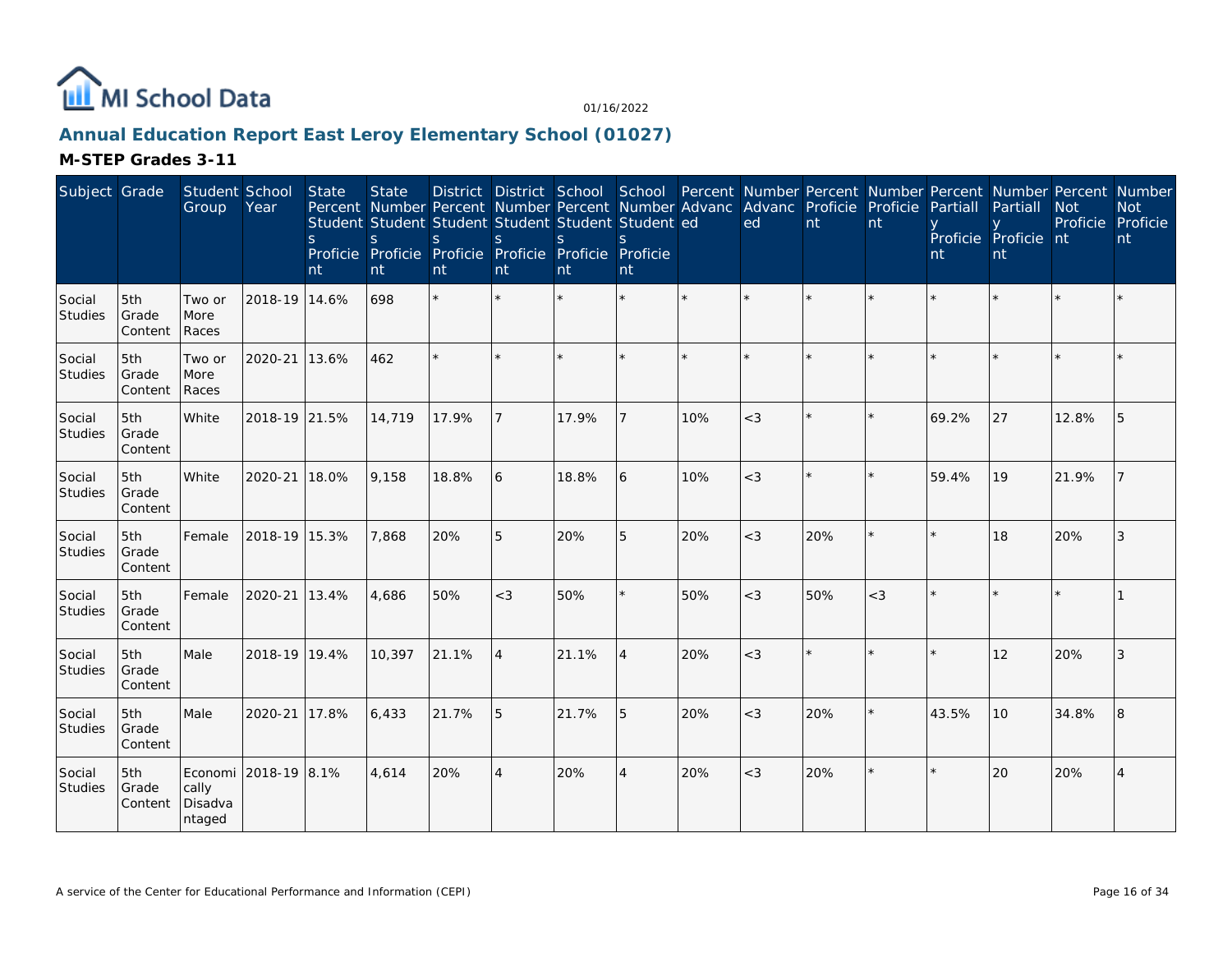MI School Data

01/16/2022

## Annual Education Report East Leroy Elementary School (01027)

### M-STEP Grades 3-11

| Subject | Grade | Student Group | School Year | State Percent Students Proficient | State Number Students Proficient | District Percent Students Proficient | District Number Students Proficient | School Percent Students Proficient | School Number Students Proficient | Percent Advanced | Number Advanced | Percent Proficient | Number Proficient | Percent Partially Proficient | Number Partially Proficient | Percent Not Proficient | Number Not Proficient |
|---|---|---|---|---|---|---|---|---|---|---|---|---|---|---|---|---|---|
| Social Studies | 5th Grade Content | Two or More Races | 2018-19 | 14.6% | 698 | * | * | * | * | * | * | * | * | * | * | * | * |
| Social Studies | 5th Grade Content | Two or More Races | 2020-21 | 13.6% | 462 | * | * | * | * | * | * | * | * | * | * | * | * |
| Social Studies | 5th Grade Content | White | 2018-19 | 21.5% | 14,719 | 17.9% | 7 | 17.9% | 7 | 10% | <3 | * | * | 69.2% | 27 | 12.8% | 5 |
| Social Studies | 5th Grade Content | White | 2020-21 | 18.0% | 9,158 | 18.8% | 6 | 18.8% | 6 | 10% | <3 | * | * | 59.4% | 19 | 21.9% | 7 |
| Social Studies | 5th Grade Content | Female | 2018-19 | 15.3% | 7,868 | 20% | 5 | 20% | 5 | 20% | <3 | 20% | * | * | 18 | 20% | 3 |
| Social Studies | 5th Grade Content | Female | 2020-21 | 13.4% | 4,686 | 50% | <3 | 50% | * | 50% | <3 | 50% | <3 | * | * | * | 1 |
| Social Studies | 5th Grade Content | Male | 2018-19 | 19.4% | 10,397 | 21.1% | 4 | 21.1% | 4 | 20% | <3 | * | * | * | 12 | 20% | 3 |
| Social Studies | 5th Grade Content | Male | 2020-21 | 17.8% | 6,433 | 21.7% | 5 | 21.7% | 5 | 20% | <3 | 20% | * | 43.5% | 10 | 34.8% | 8 |
| Social Studies | 5th Grade Content | Economically Disadvantaged | 2018-19 | 8.1% | 4,614 | 20% | 4 | 20% | 4 | 20% | <3 | 20% | * | * | 20 | 20% | 4 |

A service of the Center for Educational Performance and Information (CEPI)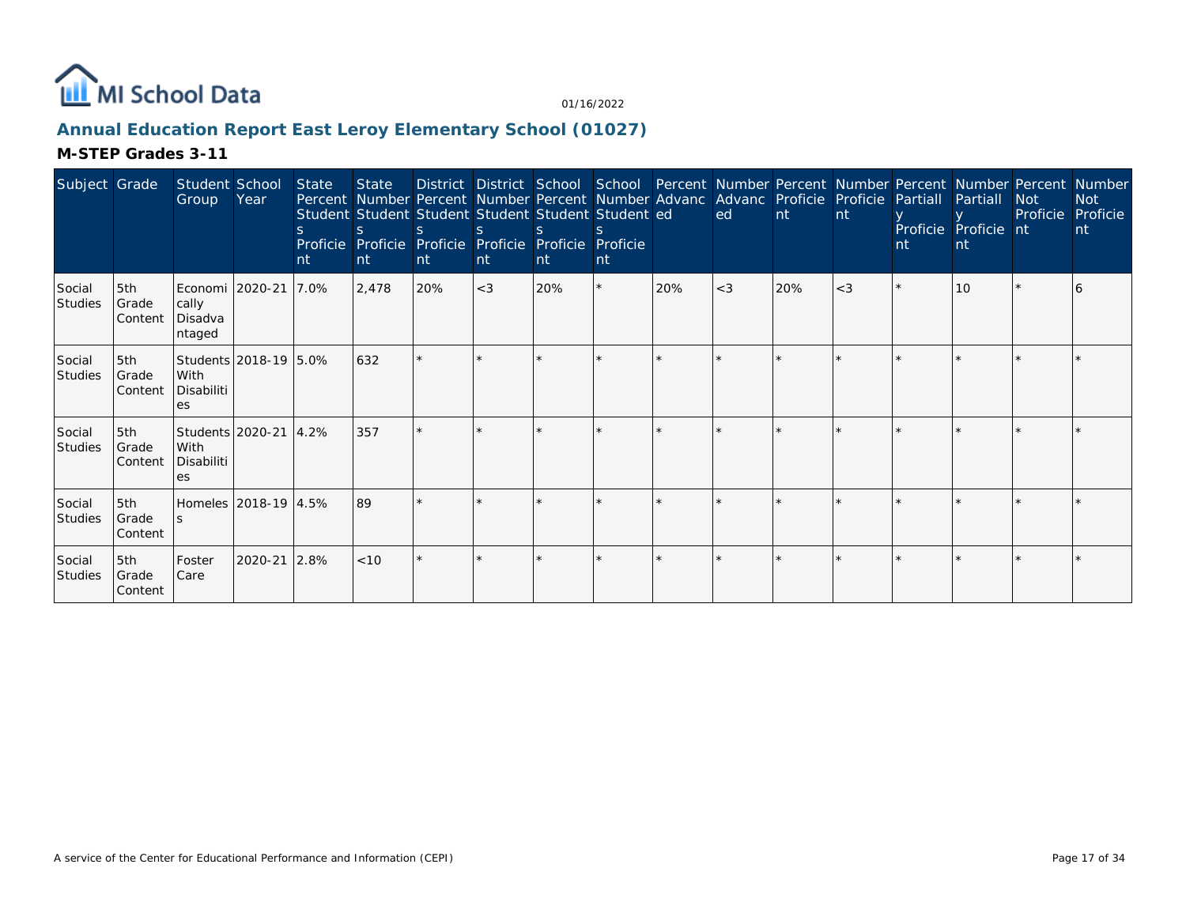# Annual Education Report East Leroy Elementary School (01027)

## M-STEP Grades 3-11

| Subject | Grade | Student Group | School Year | State Percent Students Proficient | State Number Students Proficient | District Percent Students Proficient | District Number Students Proficient | School Percent Students Proficient | School Number Students Proficient | Percent Advanced | Number Advanced | Percent Proficient | Number Proficient | Percent Partially Proficient | Number Partially Proficient | Percent Not Proficient | Number Not Proficient |
|---|---|---|---|---|---|---|---|---|---|---|---|---|---|---|---|---|---|
| Social Studies | 5th Grade Content | Economically Disadvantaged | 2020-21 | 7.0% | 2,478 | 20% | <3 | 20% | * | 20% | <3 | 20% | <3 | * | 10 | * | 6 |
| Social Studies | 5th Grade Content | Students With Disabilities | 2018-19 | 5.0% | 632 | * | * | * | * | * | * | * | * | * | * | * | * |
| Social Studies | 5th Grade Content | Students With Disabilities | 2020-21 | 4.2% | 357 | * | * | * | * | * | * | * | * | * | * | * | * |
| Social Studies | 5th Grade Content | Homeless | 2018-19 | 4.5% | 89 | * | * | * | * | * | * | * | * | * | * | * | * |
| Social Studies | 5th Grade Content | Foster Care | 2020-21 | 2.8% | <10 | * | * | * | * | * | * | * | * | * | * | * | * |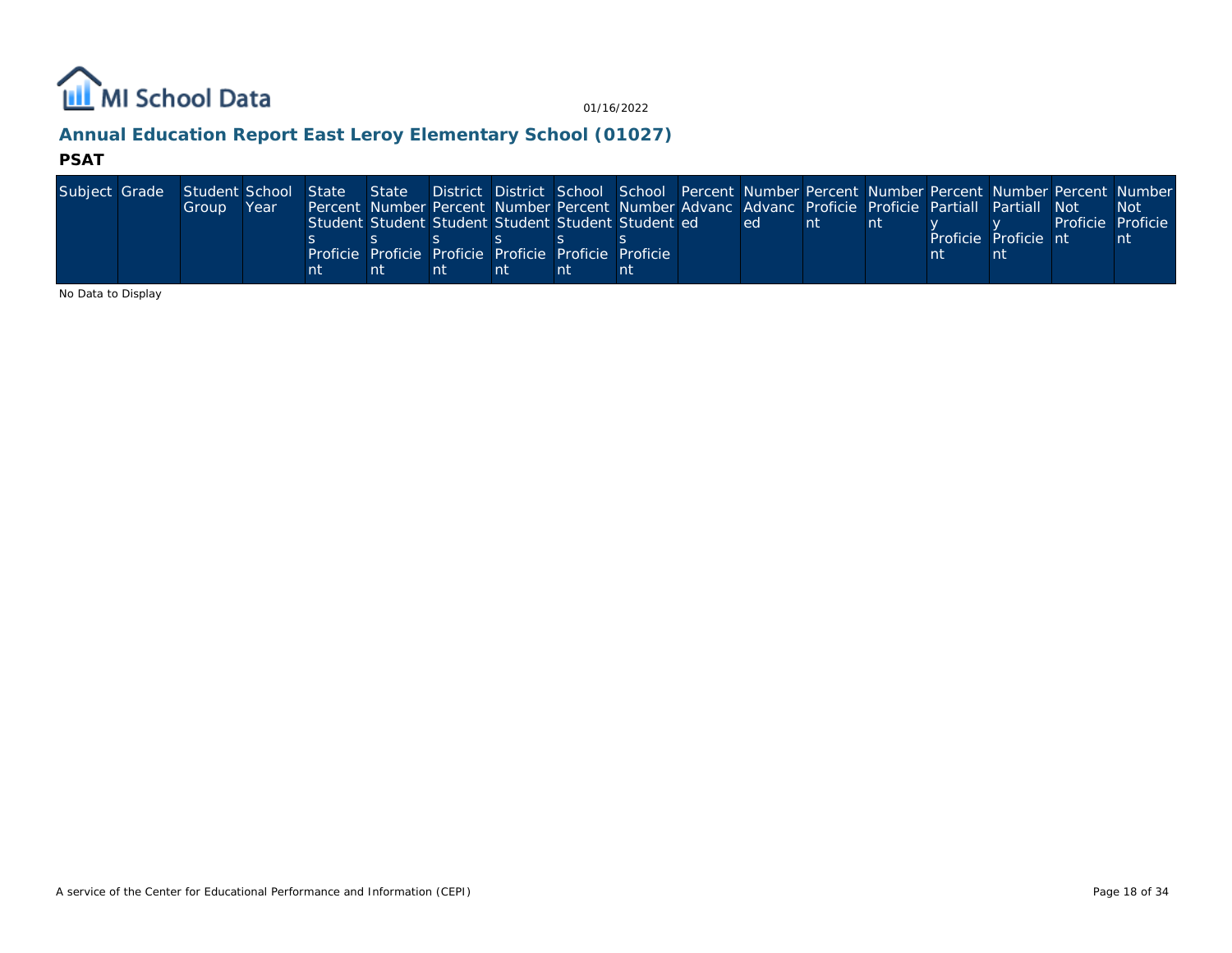## Annual Education Report East Leroy Elementary School (01027)

### PSAT

| Subject | Grade | Student Group | School Year | State Percent Students Proficient | State Number Students Proficient | District Percent Students Proficient | District Number Students Proficient | School Percent Students Proficient | School Number Students Proficient | Percent Advanced | Number Advanced | Percent Proficient | Number Proficient | Percent Partially Proficient | Number Partially Proficient | Percent Not Proficient | Number Not Proficient |
|---|---|---|---|---|---|---|---|---|---|---|---|---|---|---|---|---|---|

No Data to Display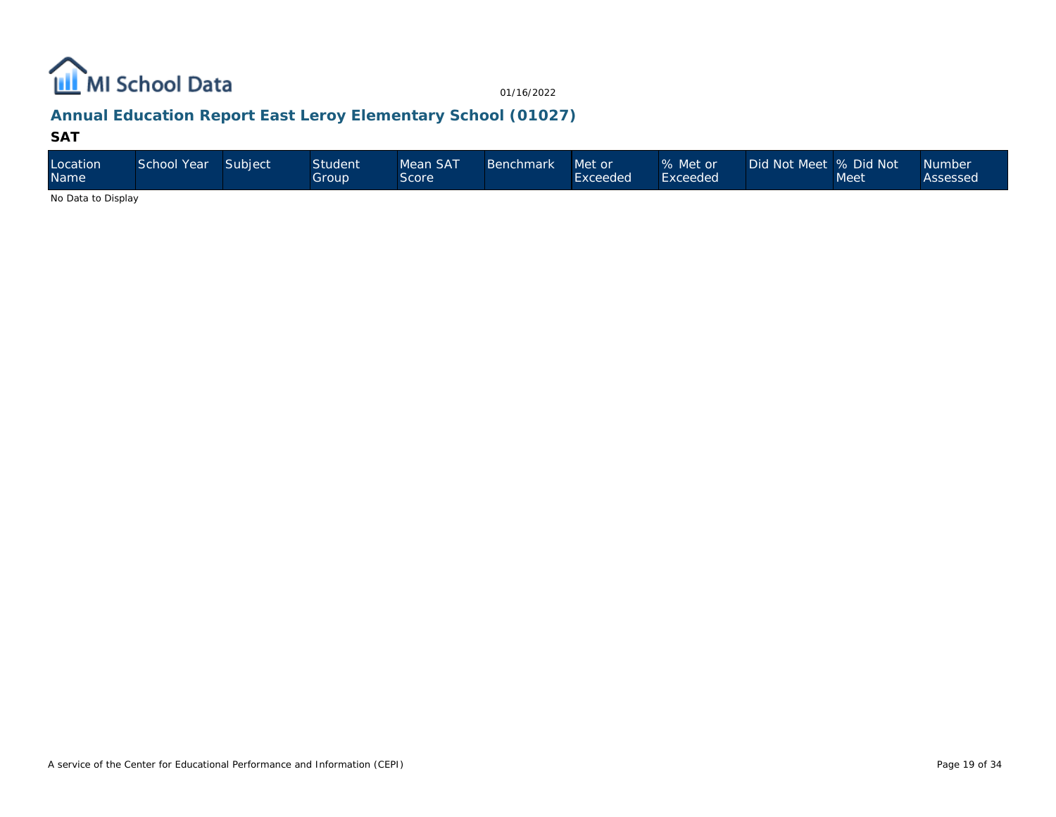## Annual Education Report East Leroy Elementary School (01027)

### SAT

| Location Name | School Year | Subject | Student Group | Mean SAT Score | Benchmark | Met or Exceeded | % Met or Exceeded | Did Not Meet | % Did Not Meet | Number Assessed |
|---|---|---|---|---|---|---|---|---|---|---|

No Data to Display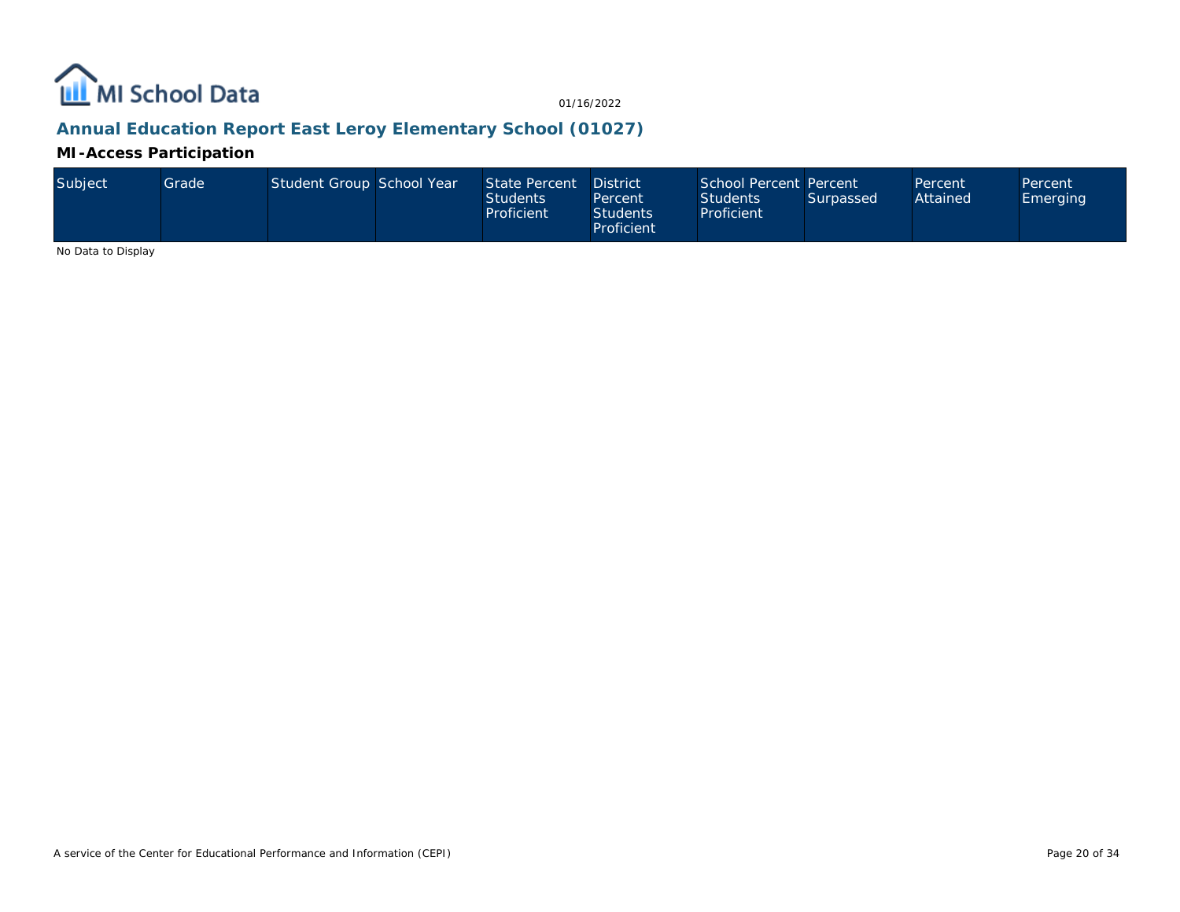MI School Data

01/16/2022

## Annual Education Report East Leroy Elementary School (01027)

### MI-Access Participation

| Subject | Grade | Student Group | School Year | State Percent Students Proficient | District Percent Students Proficient | School Percent Students Proficient | Percent Surpassed | Percent Attained | Percent Emerging |
| --- | --- | --- | --- | --- | --- | --- | --- | --- | --- |

No Data to Display

A service of the Center for Educational Performance and Information (CEPI)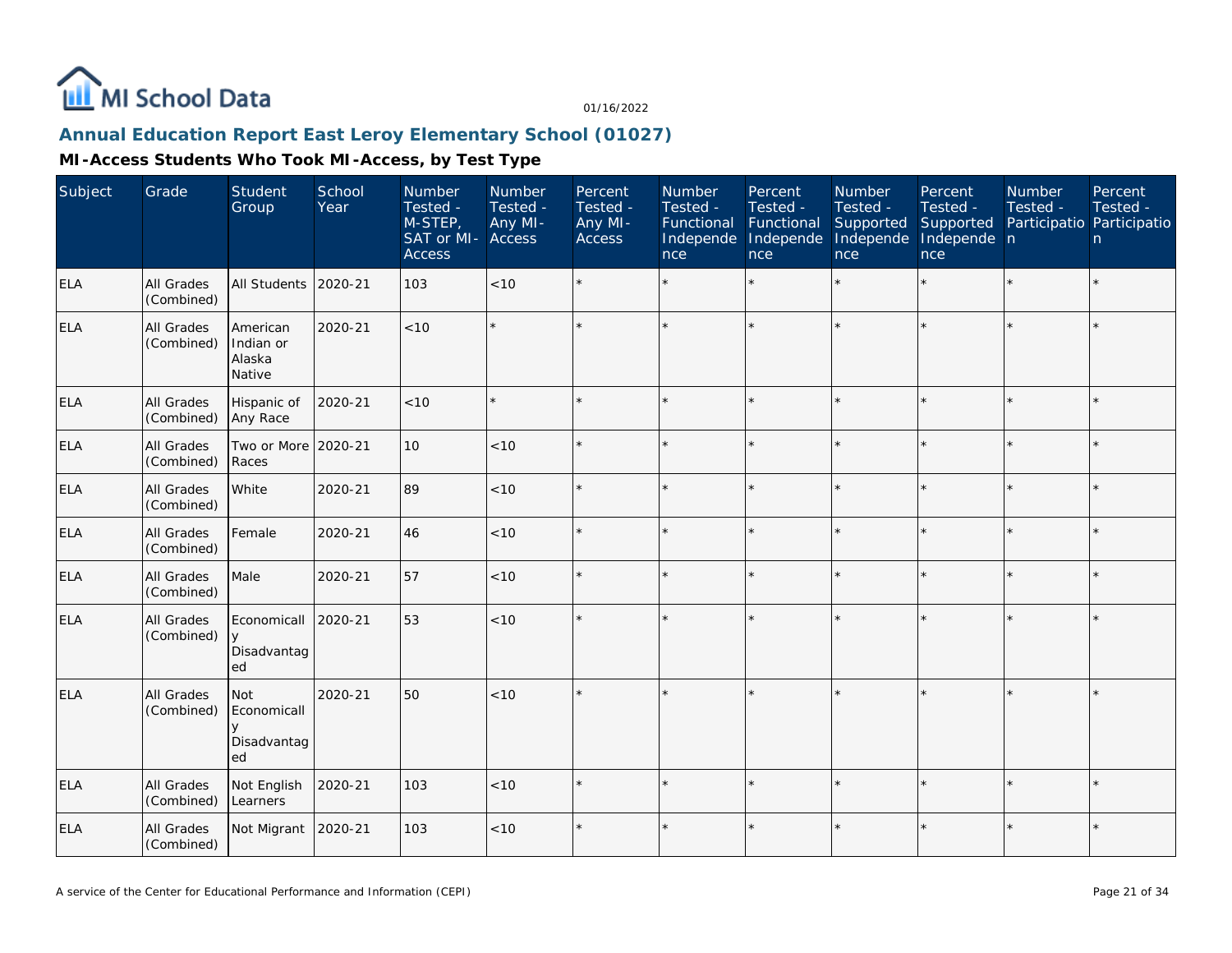MI School Data

01/16/2022

## Annual Education Report East Leroy Elementary School (01027)

### MI-Access Students Who Took MI-Access, by Test Type

| Subject | Grade | Student Group | School Year | Number Tested - M-STEP, SAT or MI-Access | Number Tested - Any MI-Access | Percent Tested - Any MI-Access | Number Tested - Functional Independence | Percent Tested - Functional Independence | Number Tested - Supported Independence | Percent Tested - Supported Independence | Number Tested - Participation | Percent Tested - Participation |
|---|---|---|---|---|---|---|---|---|---|---|---|---|
| ELA | All Grades (Combined) | All Students | 2020-21 | 103 | <10 | * | * | * | * | * | * | * |
| ELA | All Grades (Combined) | American Indian or Alaska Native | 2020-21 | <10 | * | * | * | * | * | * | * | * |
| ELA | All Grades (Combined) | Hispanic of Any Race | 2020-21 | <10 | * | * | * | * | * | * | * | * |
| ELA | All Grades (Combined) | Two or More Races | 2020-21 | 10 | <10 | * | * | * | * | * | * | * |
| ELA | All Grades (Combined) | White | 2020-21 | 89 | <10 | * | * | * | * | * | * | * |
| ELA | All Grades (Combined) | Female | 2020-21 | 46 | <10 | * | * | * | * | * | * | * |
| ELA | All Grades (Combined) | Male | 2020-21 | 57 | <10 | * | * | * | * | * | * | * |
| ELA | All Grades (Combined) | Economically Disadvantaged | 2020-21 | 53 | <10 | * | * | * | * | * | * | * |
| ELA | All Grades (Combined) | Not Economically Disadvantaged | 2020-21 | 50 | <10 | * | * | * | * | * | * | * |
| ELA | All Grades (Combined) | Not English Learners | 2020-21 | 103 | <10 | * | * | * | * | * | * | * |
| ELA | All Grades (Combined) | Not Migrant | 2020-21 | 103 | <10 | * | * | * | * | * | * | * |

A service of the Center for Educational Performance and Information (CEPI)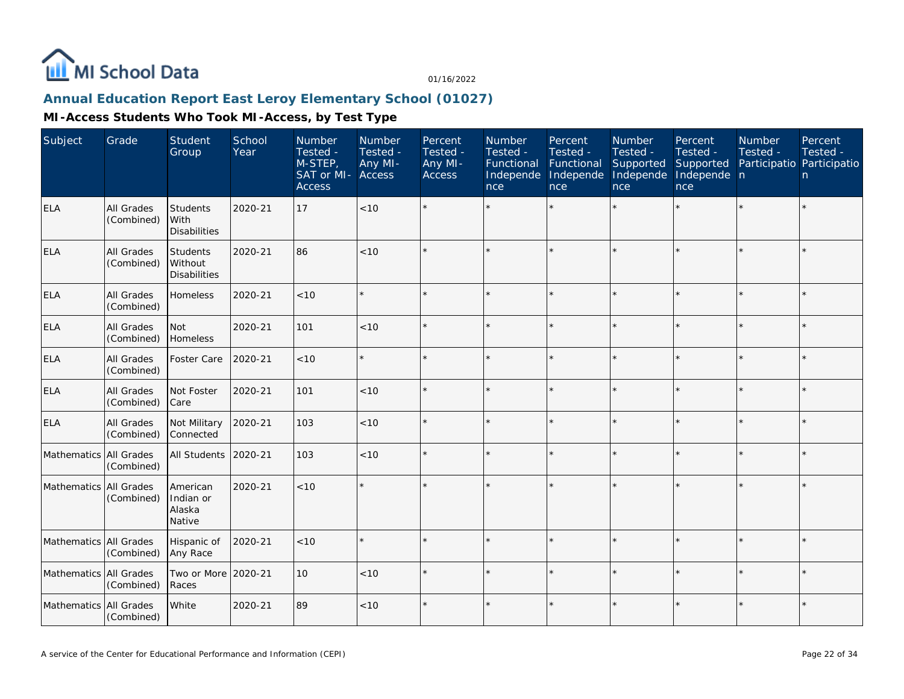MI School Data

01/16/2022

## Annual Education Report East Leroy Elementary School (01027)

### MI-Access Students Who Took MI-Access, by Test Type

| Subject | Grade | Student Group | School Year | Number Tested - M-STEP, SAT or MI-Access | Number Tested - Any MI-Access | Percent Tested - Any MI-Access | Number Tested - Functional Independence | Percent Tested - Functional Independence | Number Tested - Supported Independence | Percent Tested - Supported Independence | Number Tested - Participation | Percent Tested - Participation |
|---|---|---|---|---|---|---|---|---|---|---|---|---|
| ELA | All Grades (Combined) | Students With Disabilities | 2020-21 | 17 | <10 | * | * | * | * | * | * | * |
| ELA | All Grades (Combined) | Students Without Disabilities | 2020-21 | 86 | <10 | * | * | * | * | * | * | * |
| ELA | All Grades (Combined) | Homeless | 2020-21 | <10 | * | * | * | * | * | * | * | * |
| ELA | All Grades (Combined) | Not Homeless | 2020-21 | 101 | <10 | * | * | * | * | * | * | * |
| ELA | All Grades (Combined) | Foster Care | 2020-21 | <10 | * | * | * | * | * | * | * | * |
| ELA | All Grades (Combined) | Not Foster Care | 2020-21 | 101 | <10 | * | * | * | * | * | * | * |
| ELA | All Grades (Combined) | Not Military Connected | 2020-21 | 103 | <10 | * | * | * | * | * | * | * |
| Mathematics | All Grades (Combined) | All Students | 2020-21 | 103 | <10 | * | * | * | * | * | * | * |
| Mathematics | All Grades (Combined) | American Indian or Alaska Native | 2020-21 | <10 | * | * | * | * | * | * | * | * |
| Mathematics | All Grades (Combined) | Hispanic of Any Race | 2020-21 | <10 | * | * | * | * | * | * | * | * |
| Mathematics | All Grades (Combined) | Two or More Races | 2020-21 | 10 | <10 | * | * | * | * | * | * | * |
| Mathematics | All Grades (Combined) | White | 2020-21 | 89 | <10 | * | * | * | * | * | * | * |

A service of the Center for Educational Performance and Information (CEPI)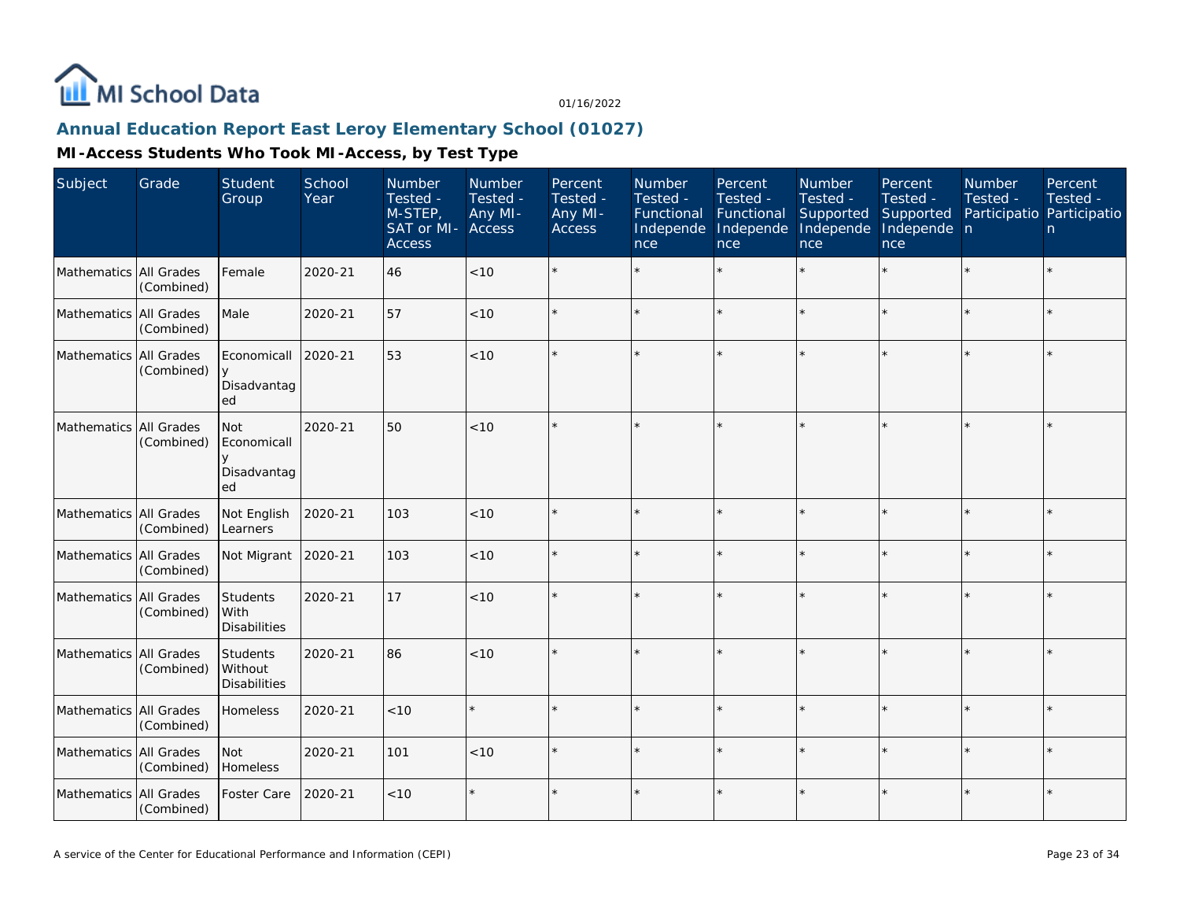MI School Data

01/16/2022

## Annual Education Report East Leroy Elementary School (01027)

### MI-Access Students Who Took MI-Access, by Test Type

| Subject | Grade | Student Group | School Year | Number Tested - M-STEP, SAT or MI-Access | Number Tested - Any MI-Access | Percent Tested - Any MI-Access | Number Tested - Functional Independence | Percent Tested - Functional Independence | Number Tested - Supported Independence | Percent Tested - Supported Independence | Number Tested - Participation | Percent Tested - Participation |
|---|---|---|---|---|---|---|---|---|---|---|---|---|
| Mathematics | All Grades (Combined) | Female | 2020-21 | 46 | <10 | * | * | * | * | * | * | * |
| Mathematics | All Grades (Combined) | Male | 2020-21 | 57 | <10 | * | * | * | * | * | * | * |
| Mathematics | All Grades (Combined) | Economically Disadvantaged | 2020-21 | 53 | <10 | * | * | * | * | * | * | * |
| Mathematics | All Grades (Combined) | Not Economically Disadvantaged | 2020-21 | 50 | <10 | * | * | * | * | * | * | * |
| Mathematics | All Grades (Combined) | Not English Learners | 2020-21 | 103 | <10 | * | * | * | * | * | * | * |
| Mathematics | All Grades (Combined) | Not Migrant | 2020-21 | 103 | <10 | * | * | * | * | * | * | * |
| Mathematics | All Grades (Combined) | Students With Disabilities | 2020-21 | 17 | <10 | * | * | * | * | * | * | * |
| Mathematics | All Grades (Combined) | Students Without Disabilities | 2020-21 | 86 | <10 | * | * | * | * | * | * | * |
| Mathematics | All Grades (Combined) | Homeless | 2020-21 | <10 | * | * | * | * | * | * | * | * |
| Mathematics | All Grades (Combined) | Not Homeless | 2020-21 | 101 | <10 | * | * | * | * | * | * | * |
| Mathematics | All Grades (Combined) | Foster Care | 2020-21 | <10 | * | * | * | * | * | * | * | * |

A service of the Center for Educational Performance and Information (CEPI)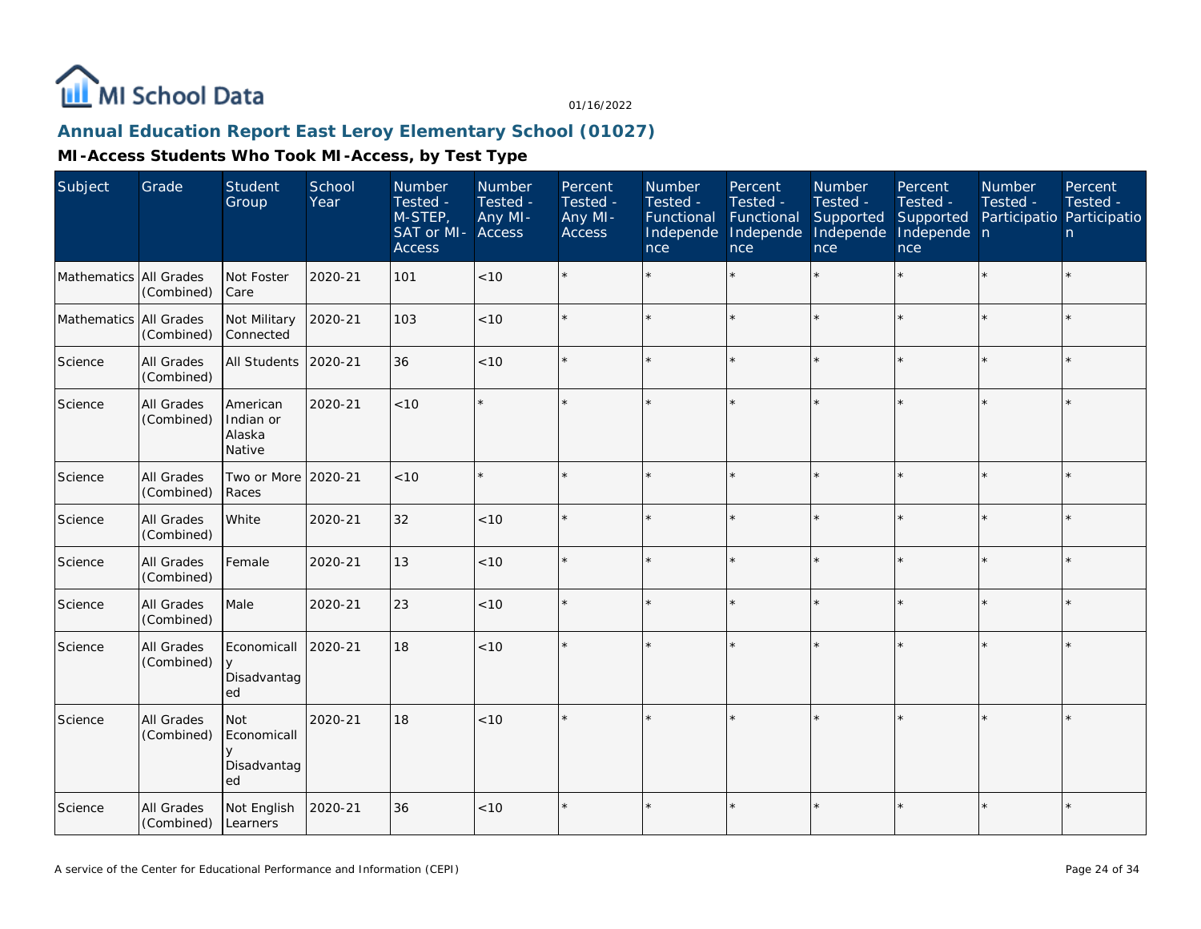# Annual Education Report East Leroy Elementary School (01027)

## MI-Access Students Who Took MI-Access, by Test Type

| Subject | Grade | Student Group | School Year | Number Tested - M-STEP, SAT or MI-Access | Number Tested - Any MI-Access | Percent Tested - Any MI-Access | Number Tested - Functional Independence | Percent Tested - Functional Independence | Number Tested - Supported Independence | Percent Tested - Supported Independence | Number Tested - Participation | Percent Tested - Participation |
|---|---|---|---|---|---|---|---|---|---|---|---|---|
| Mathematics | All Grades (Combined) | Not Foster Care | 2020-21 | 101 | <10 | * | * | * | * | * | * | * |
| Mathematics | All Grades (Combined) | Not Military Connected | 2020-21 | 103 | <10 | * | * | * | * | * | * | * |
| Science | All Grades (Combined) | All Students | 2020-21 | 36 | <10 | * | * | * | * | * | * | * |
| Science | All Grades (Combined) | American Indian or Alaska Native | 2020-21 | <10 | * | * | * | * | * | * | * | * |
| Science | All Grades (Combined) | Two or More Races | 2020-21 | <10 | * | * | * | * | * | * | * | * |
| Science | All Grades (Combined) | White | 2020-21 | 32 | <10 | * | * | * | * | * | * | * |
| Science | All Grades (Combined) | Female | 2020-21 | 13 | <10 | * | * | * | * | * | * | * |
| Science | All Grades (Combined) | Male | 2020-21 | 23 | <10 | * | * | * | * | * | * | * |
| Science | All Grades (Combined) | Economically Disadvantaged | 2020-21 | 18 | <10 | * | * | * | * | * | * | * |
| Science | All Grades (Combined) | Not Economically Disadvantaged | 2020-21 | 18 | <10 | * | * | * | * | * | * | * |
| Science | All Grades (Combined) | Not English Learners | 2020-21 | 36 | <10 | * | * | * | * | * | * | * |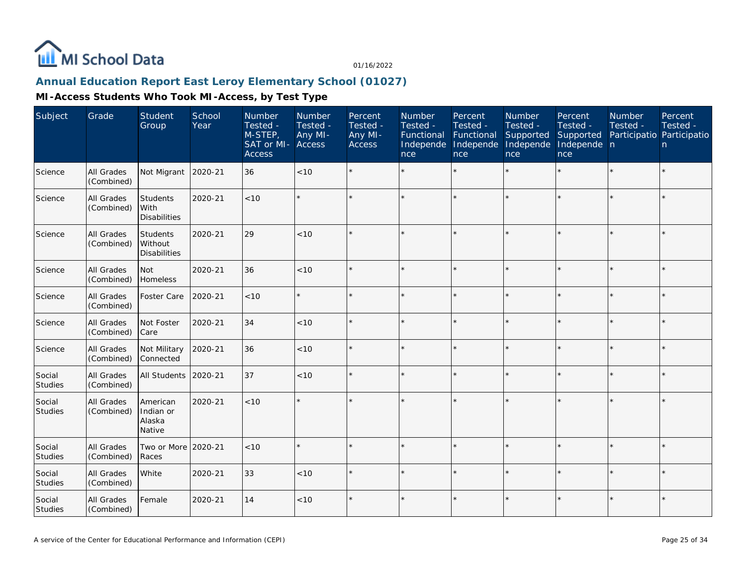MI School Data

01/16/2022

## Annual Education Report East Leroy Elementary School (01027)

### MI-Access Students Who Took MI-Access, by Test Type

| Subject | Grade | Student Group | School Year | Number Tested - M-STEP, SAT or MI-Access | Number Tested - Any MI-Access | Percent Tested - Any MI-Access | Number Tested - Functional Independence | Percent Tested - Functional Independence | Number Tested - Supported Independence | Percent Tested - Supported Independence | Number Tested - Participation | Percent Tested - Participation |
|---|---|---|---|---|---|---|---|---|---|---|---|---|
| Science | All Grades (Combined) | Not Migrant | 2020-21 | 36 | <10 | * | * | * | * | * | * | * |
| Science | All Grades (Combined) | Students With Disabilities | 2020-21 | <10 | * | * | * | * | * | * | * | * |
| Science | All Grades (Combined) | Students Without Disabilities | 2020-21 | 29 | <10 | * | * | * | * | * | * | * |
| Science | All Grades (Combined) | Not Homeless | 2020-21 | 36 | <10 | * | * | * | * | * | * | * |
| Science | All Grades (Combined) | Foster Care | 2020-21 | <10 | * | * | * | * | * | * | * | * |
| Science | All Grades (Combined) | Not Foster Care | 2020-21 | 34 | <10 | * | * | * | * | * | * | * |
| Science | All Grades (Combined) | Not Military Connected | 2020-21 | 36 | <10 | * | * | * | * | * | * | * |
| Social Studies | All Grades (Combined) | All Students | 2020-21 | 37 | <10 | * | * | * | * | * | * | * |
| Social Studies | All Grades (Combined) | American Indian or Alaska Native | 2020-21 | <10 | * | * | * | * | * | * | * | * |
| Social Studies | All Grades (Combined) | Two or More Races | 2020-21 | <10 | * | * | * | * | * | * | * | * |
| Social Studies | All Grades (Combined) | White | 2020-21 | 33 | <10 | * | * | * | * | * | * | * |
| Social Studies | All Grades (Combined) | Female | 2020-21 | 14 | <10 | * | * | * | * | * | * | * |

A service of the Center for Educational Performance and Information (CEPI)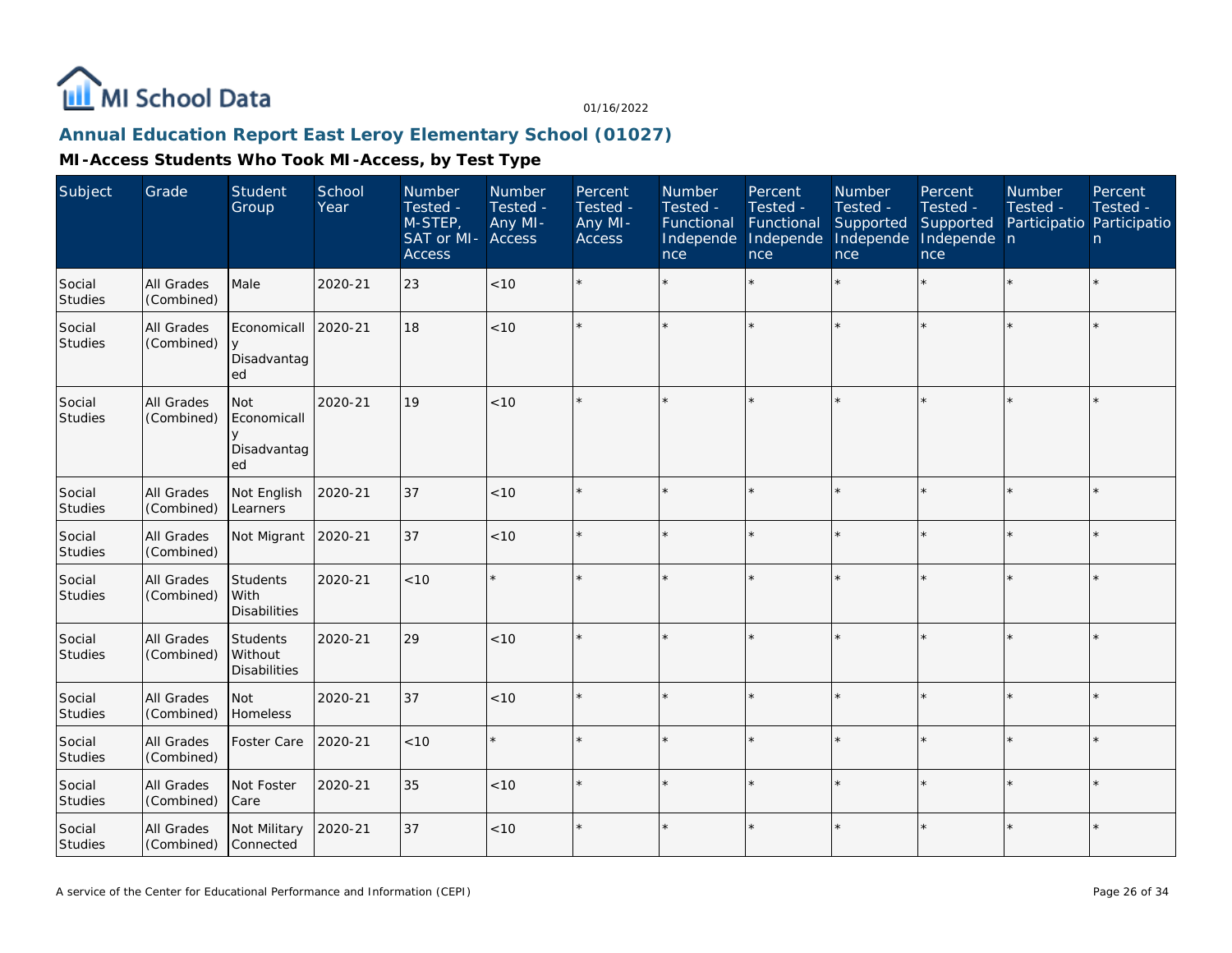## Annual Education Report East Leroy Elementary School (01027)

### MI-Access Students Who Took MI-Access, by Test Type

| Subject | Grade | Student Group | School Year | Number Tested - M-STEP, SAT or MI-Access | Number Tested - Any MI-Access | Percent Tested - Any MI-Access | Number Tested - Functional Independence | Percent Tested - Functional Independence | Number Tested - Supported Independence | Percent Tested - Supported Independence | Number Tested - Participation | Percent Tested - Participation |
|---|---|---|---|---|---|---|---|---|---|---|---|---|
| Social Studies | All Grades (Combined) | Male | 2020-21 | 23 | <10 | * | * | * | * | * | * | * |
| Social Studies | All Grades (Combined) | Economically Disadvantaged | 2020-21 | 18 | <10 | * | * | * | * | * | * | * |
| Social Studies | All Grades (Combined) | Not Economically Disadvantaged | 2020-21 | 19 | <10 | * | * | * | * | * | * | * |
| Social Studies | All Grades (Combined) | Not English Learners | 2020-21 | 37 | <10 | * | * | * | * | * | * | * |
| Social Studies | All Grades (Combined) | Not Migrant | 2020-21 | 37 | <10 | * | * | * | * | * | * | * |
| Social Studies | All Grades (Combined) | Students With Disabilities | 2020-21 | <10 | * | * | * | * | * | * | * | * |
| Social Studies | All Grades (Combined) | Students Without Disabilities | 2020-21 | 29 | <10 | * | * | * | * | * | * | * |
| Social Studies | All Grades (Combined) | Not Homeless | 2020-21 | 37 | <10 | * | * | * | * | * | * | * |
| Social Studies | All Grades (Combined) | Foster Care | 2020-21 | <10 | * | * | * | * | * | * | * | * |
| Social Studies | All Grades (Combined) | Not Foster Care | 2020-21 | 35 | <10 | * | * | * | * | * | * | * |
| Social Studies | All Grades (Combined) | Not Military Connected | 2020-21 | 37 | <10 | * | * | * | * | * | * | * |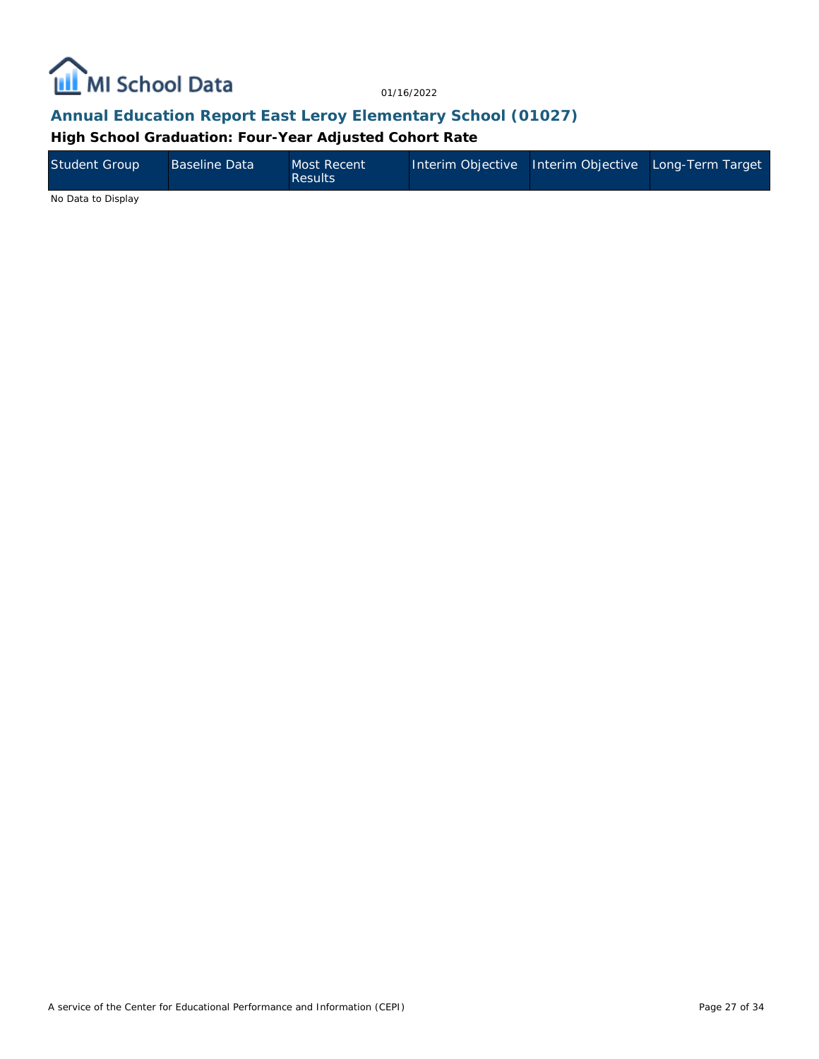## Annual Education Report East Leroy Elementary School (01027)

### High School Graduation: Four-Year Adjusted Cohort Rate

| Student Group | Baseline Data | Most Recent Results | Interim Objective | Interim Objective | Long-Term Target |
|---|---|---|---|---|---|

No Data to Display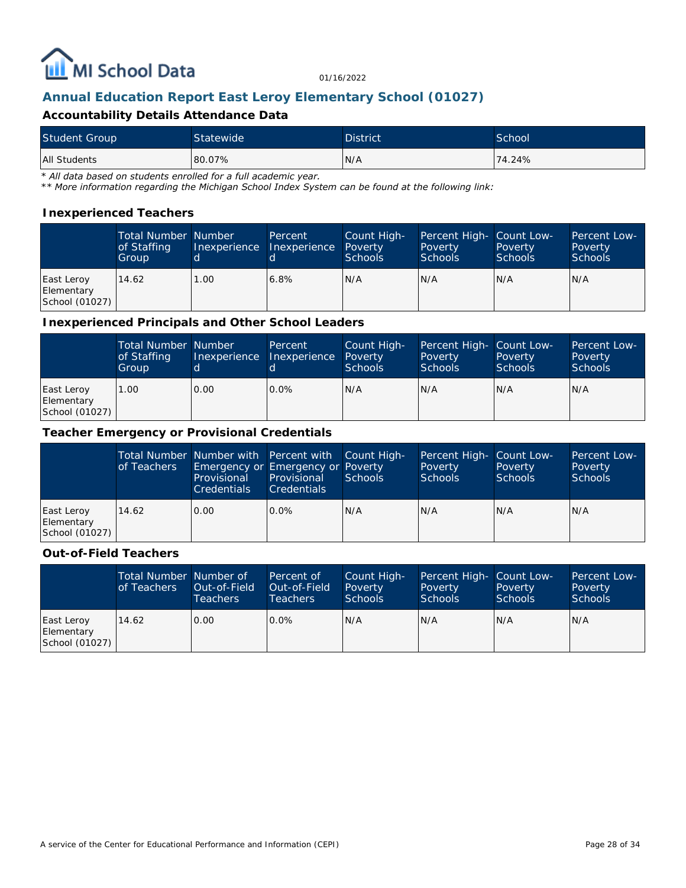01/16/2022

## Annual Education Report East Leroy Elementary School (01027)

### Accountability Details Attendance Data

| Student Group | Statewide | District | School |
|---|---|---|---|
| All Students | 80.07% | N/A | 74.24% |

*\* All data based on students enrolled for a full academic year.*
*\*\* More information regarding the Michigan School Index System can be found at the following link:*

### Inexperienced Teachers

| | Total Number of Staffing Group | Number Inexperienced | Percent Inexperienced | Count High-Poverty Schools | Percent High-Poverty Schools | Count Low-Poverty Schools | Percent Low-Poverty Schools |
|---|---|---|---|---|---|---|---|
| East Leroy Elementary School (01027) | 14.62 | 1.00 | 6.8% | N/A | N/A | N/A | N/A |

### Inexperienced Principals and Other School Leaders

| | Total Number of Staffing Group | Number Inexperienced | Percent Inexperienced | Count High-Poverty Schools | Percent High-Poverty Schools | Count Low-Poverty Schools | Percent Low-Poverty Schools |
|---|---|---|---|---|---|---|---|
| East Leroy Elementary School (01027) | 1.00 | 0.00 | 0.0% | N/A | N/A | N/A | N/A |

### Teacher Emergency or Provisional Credentials

| | Total Number of Teachers | Number with Emergency or Provisional Credentials | Percent with Emergency or Provisional Credentials | Count High-Poverty Schools | Percent High-Poverty Schools | Count Low-Poverty Schools | Percent Low-Poverty Schools |
|---|---|---|---|---|---|---|---|
| East Leroy Elementary School (01027) | 14.62 | 0.00 | 0.0% | N/A | N/A | N/A | N/A |

### Out-of-Field Teachers

| | Total Number of Teachers | Number of Out-of-Field Teachers | Percent of Out-of-Field Teachers | Count High-Poverty Schools | Percent High-Poverty Schools | Count Low-Poverty Schools | Percent Low-Poverty Schools |
|---|---|---|---|---|---|---|---|
| East Leroy Elementary School (01027) | 14.62 | 0.00 | 0.0% | N/A | N/A | N/A | N/A |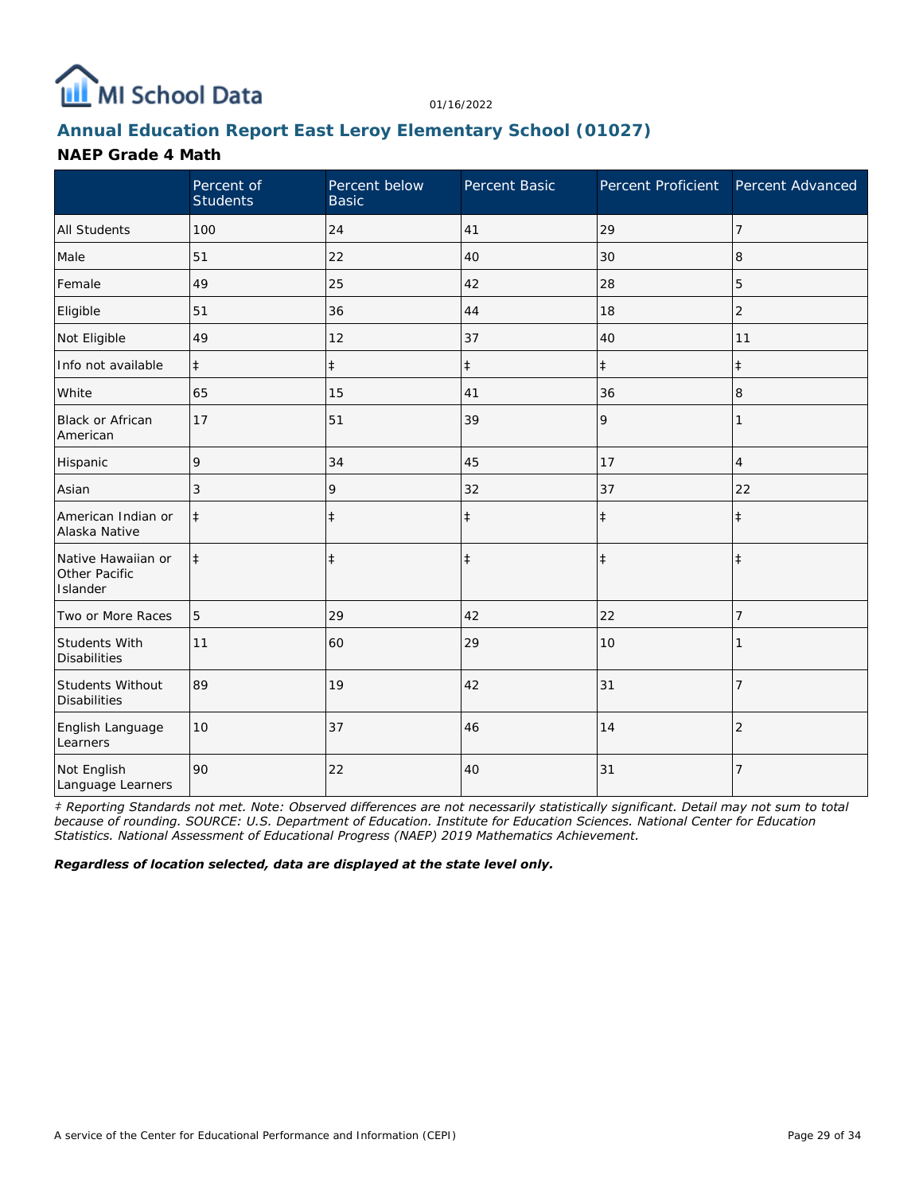MI School Data

01/16/2022

## Annual Education Report East Leroy Elementary School (01027)

### NAEP Grade 4 Math

| | Percent of Students | Percent below Basic | Percent Basic | Percent Proficient | Percent Advanced |
|---|---|---|---|---|---|
| All Students | 100 | 24 | 41 | 29 | 7 |
| Male | 51 | 22 | 40 | 30 | 8 |
| Female | 49 | 25 | 42 | 28 | 5 |
| Eligible | 51 | 36 | 44 | 18 | 2 |
| Not Eligible | 49 | 12 | 37 | 40 | 11 |
| Info not available | ‡ | ‡ | ‡ | ‡ | ‡ |
| White | 65 | 15 | 41 | 36 | 8 |
| Black or African American | 17 | 51 | 39 | 9 | 1 |
| Hispanic | 9 | 34 | 45 | 17 | 4 |
| Asian | 3 | 9 | 32 | 37 | 22 |
| American Indian or Alaska Native | ‡ | ‡ | ‡ | ‡ | ‡ |
| Native Hawaiian or Other Pacific Islander | ‡ | ‡ | ‡ | ‡ | ‡ |
| Two or More Races | 5 | 29 | 42 | 22 | 7 |
| Students With Disabilities | 11 | 60 | 29 | 10 | 1 |
| Students Without Disabilities | 89 | 19 | 42 | 31 | 7 |
| English Language Learners | 10 | 37 | 46 | 14 | 2 |
| Not English Language Learners | 90 | 22 | 40 | 31 | 7 |

*‡ Reporting Standards not met. Note: Observed differences are not necessarily statistically significant. Detail may not sum to total because of rounding. SOURCE: U.S. Department of Education. Institute for Education Sciences. National Center for Education Statistics. National Assessment of Educational Progress (NAEP) 2019 Mathematics Achievement.*

***Regardless of location selected, data are displayed at the state level only.***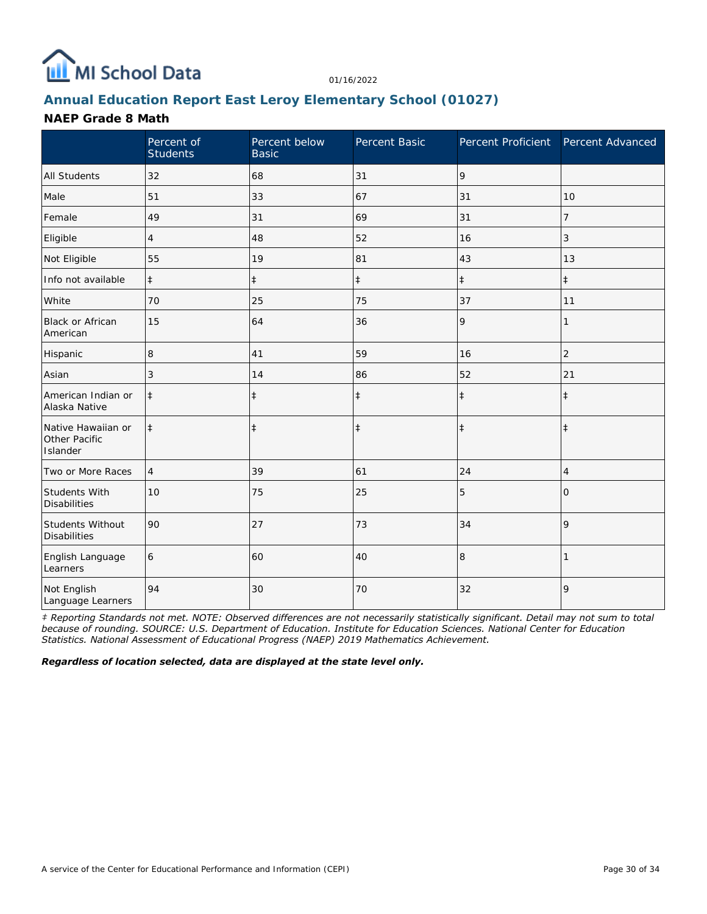MI School Data

01/16/2022

## Annual Education Report East Leroy Elementary School (01027)

### NAEP Grade 8 Math

| | Percent of Students | Percent below Basic | Percent Basic | Percent Proficient | Percent Advanced |
|---|---|---|---|---|---|
| All Students | 32 | 68 | 31 | 9 | |
| Male | 51 | 33 | 67 | 31 | 10 |
| Female | 49 | 31 | 69 | 31 | 7 |
| Eligible | 4 | 48 | 52 | 16 | 3 |
| Not Eligible | 55 | 19 | 81 | 43 | 13 |
| Info not available | ‡ | ‡ | ‡ | ‡ | ‡ |
| White | 70 | 25 | 75 | 37 | 11 |
| Black or African American | 15 | 64 | 36 | 9 | 1 |
| Hispanic | 8 | 41 | 59 | 16 | 2 |
| Asian | 3 | 14 | 86 | 52 | 21 |
| American Indian or Alaska Native | ‡ | ‡ | ‡ | ‡ | ‡ |
| Native Hawaiian or Other Pacific Islander | ‡ | ‡ | ‡ | ‡ | ‡ |
| Two or More Races | 4 | 39 | 61 | 24 | 4 |
| Students With Disabilities | 10 | 75 | 25 | 5 | 0 |
| Students Without Disabilities | 90 | 27 | 73 | 34 | 9 |
| English Language Learners | 6 | 60 | 40 | 8 | 1 |
| Not English Language Learners | 94 | 30 | 70 | 32 | 9 |

*‡ Reporting Standards not met. NOTE: Observed differences are not necessarily statistically significant. Detail may not sum to total because of rounding. SOURCE: U.S. Department of Education. Institute for Education Sciences. National Center for Education Statistics. National Assessment of Educational Progress (NAEP) 2019 Mathematics Achievement.*

***Regardless of location selected, data are displayed at the state level only.***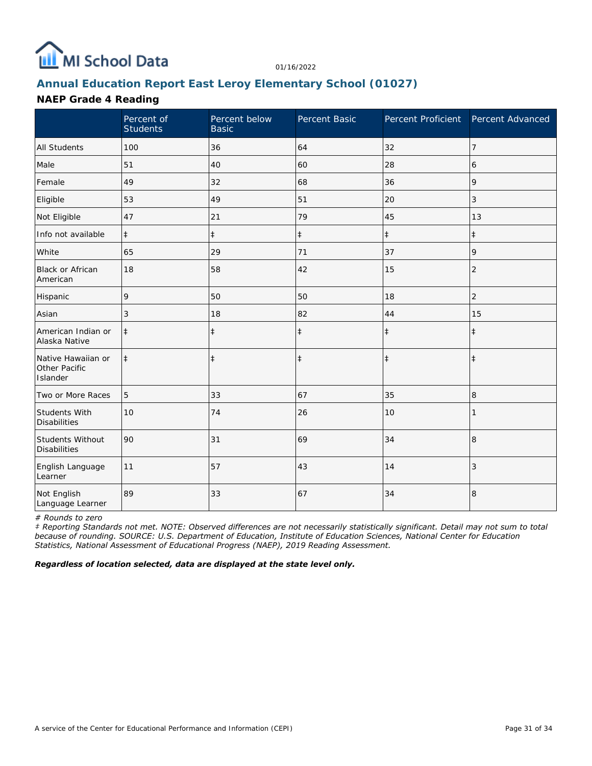## Annual Education Report East Leroy Elementary School (01027)

### NAEP Grade 4 Reading

| | Percent of Students | Percent below Basic | Percent Basic | Percent Proficient | Percent Advanced |
|---|---|---|---|---|---|
| All Students | 100 | 36 | 64 | 32 | 7 |
| Male | 51 | 40 | 60 | 28 | 6 |
| Female | 49 | 32 | 68 | 36 | 9 |
| Eligible | 53 | 49 | 51 | 20 | 3 |
| Not Eligible | 47 | 21 | 79 | 45 | 13 |
| Info not available | ‡ | ‡ | ‡ | ‡ | ‡ |
| White | 65 | 29 | 71 | 37 | 9 |
| Black or African American | 18 | 58 | 42 | 15 | 2 |
| Hispanic | 9 | 50 | 50 | 18 | 2 |
| Asian | 3 | 18 | 82 | 44 | 15 |
| American Indian or Alaska Native | ‡ | ‡ | ‡ | ‡ | ‡ |
| Native Hawaiian or Other Pacific Islander | ‡ | ‡ | ‡ | ‡ | ‡ |
| Two or More Races | 5 | 33 | 67 | 35 | 8 |
| Students With Disabilities | 10 | 74 | 26 | 10 | 1 |
| Students Without Disabilities | 90 | 31 | 69 | 34 | 8 |
| English Language Learner | 11 | 57 | 43 | 14 | 3 |
| Not English Language Learner | 89 | 33 | 67 | 34 | 8 |

*# Rounds to zero*

*‡ Reporting Standards not met. NOTE: Observed differences are not necessarily statistically significant. Detail may not sum to total because of rounding. SOURCE: U.S. Department of Education, Institute of Education Sciences, National Center for Education Statistics, National Assessment of Educational Progress (NAEP), 2019 Reading Assessment.*

***Regardless of location selected, data are displayed at the state level only.***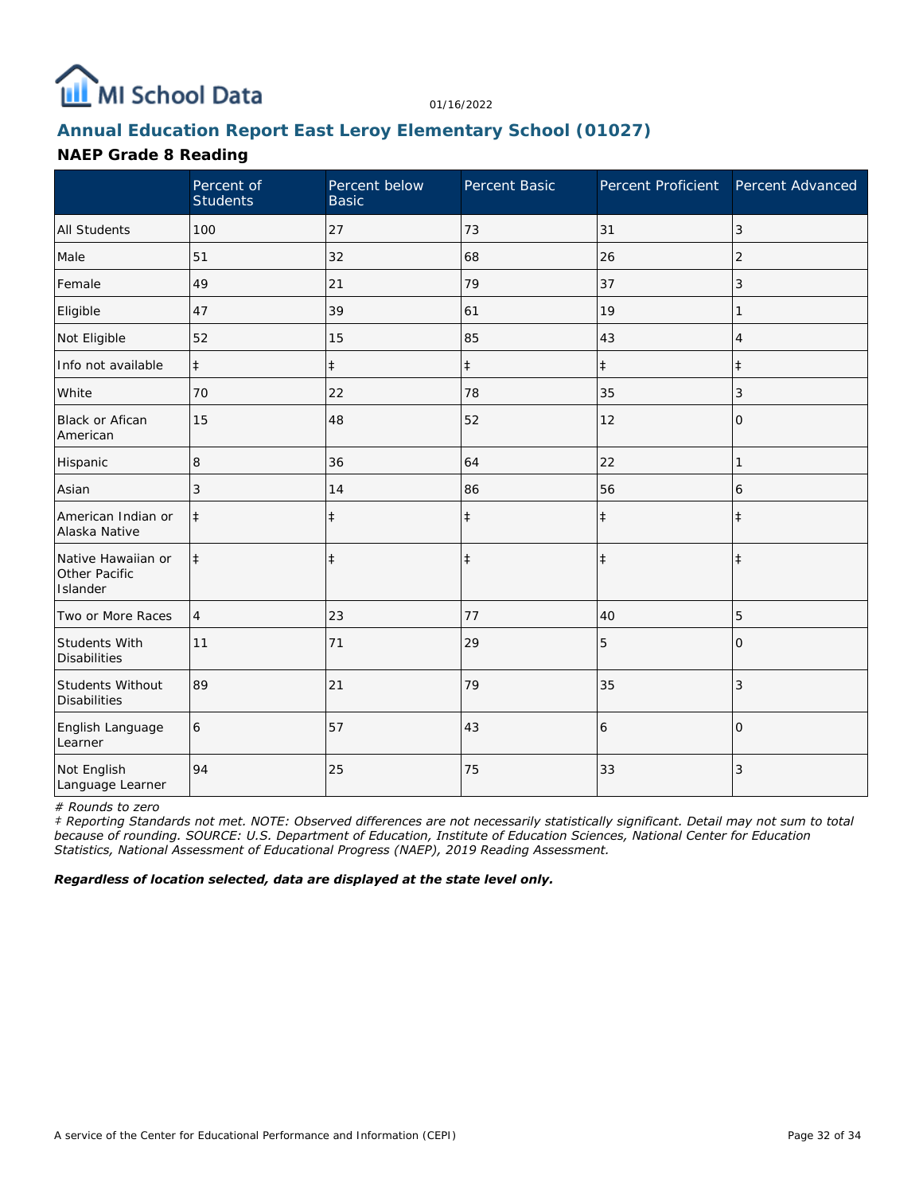01/16/2022

## Annual Education Report East Leroy Elementary School (01027)

### NAEP Grade 8 Reading

| | Percent of Students | Percent below Basic | Percent Basic | Percent Proficient | Percent Advanced |
|---|---|---|---|---|---|
| All Students | 100 | 27 | 73 | 31 | 3 |
| Male | 51 | 32 | 68 | 26 | 2 |
| Female | 49 | 21 | 79 | 37 | 3 |
| Eligible | 47 | 39 | 61 | 19 | 1 |
| Not Eligible | 52 | 15 | 85 | 43 | 4 |
| Info not available | ‡ | ‡ | ‡ | ‡ | ‡ |
| White | 70 | 22 | 78 | 35 | 3 |
| Black or Afican American | 15 | 48 | 52 | 12 | 0 |
| Hispanic | 8 | 36 | 64 | 22 | 1 |
| Asian | 3 | 14 | 86 | 56 | 6 |
| American Indian or Alaska Native | ‡ | ‡ | ‡ | ‡ | ‡ |
| Native Hawaiian or Other Pacific Islander | ‡ | ‡ | ‡ | ‡ | ‡ |
| Two or More Races | 4 | 23 | 77 | 40 | 5 |
| Students With Disabilities | 11 | 71 | 29 | 5 | 0 |
| Students Without Disabilities | 89 | 21 | 79 | 35 | 3 |
| English Language Learner | 6 | 57 | 43 | 6 | 0 |
| Not English Language Learner | 94 | 25 | 75 | 33 | 3 |

*# Rounds to zero*

*‡ Reporting Standards not met. NOTE: Observed differences are not necessarily statistically significant. Detail may not sum to total because of rounding. SOURCE: U.S. Department of Education, Institute of Education Sciences, National Center for Education Statistics, National Assessment of Educational Progress (NAEP), 2019 Reading Assessment.*

***Regardless of location selected, data are displayed at the state level only.***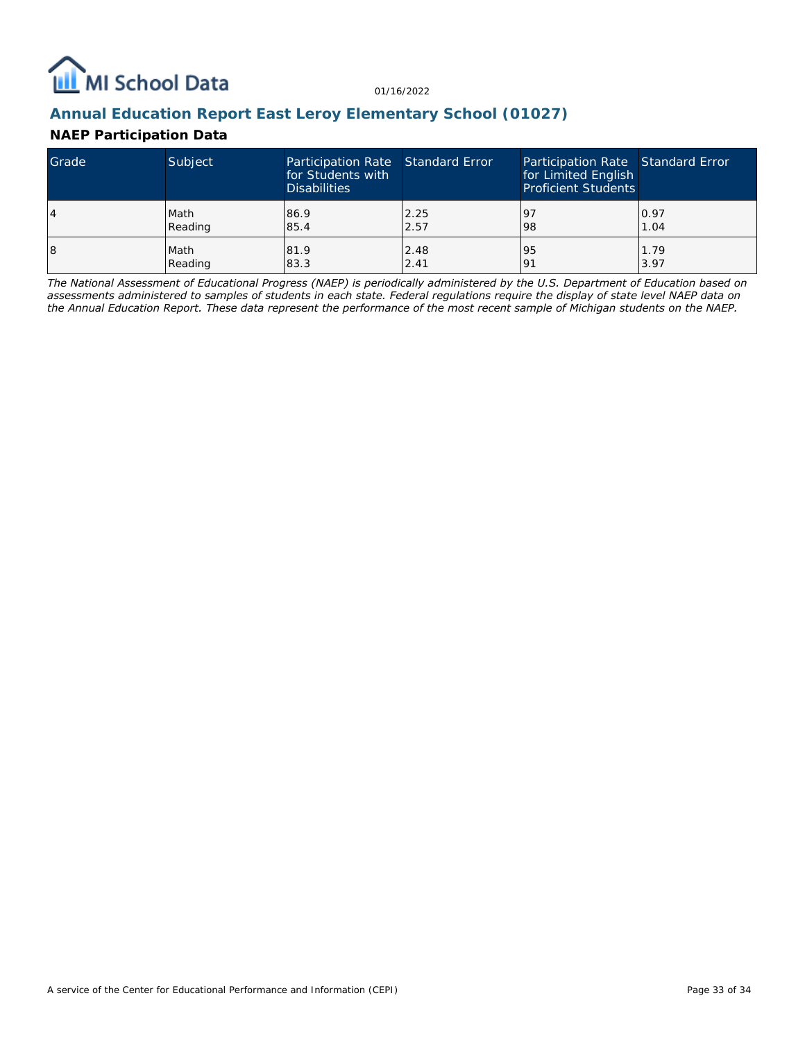## Annual Education Report East Leroy Elementary School (01027)

### NAEP Participation Data

| Grade | Subject | Participation Rate for Students with Disabilities | Standard Error | Participation Rate for Limited English Proficient Students | Standard Error |
|---|---|---|---|---|---|
| 4 | Math<br>Reading | 86.9<br>85.4 | 2.25<br>2.57 | 97<br>98 | 0.97<br>1.04 |
| 8 | Math<br>Reading | 81.9<br>83.3 | 2.48<br>2.41 | 95<br>91 | 1.79<br>3.97 |

*The National Assessment of Educational Progress (NAEP) is periodically administered by the U.S. Department of Education based on assessments administered to samples of students in each state. Federal regulations require the display of state level NAEP data on the Annual Education Report. These data represent the performance of the most recent sample of Michigan students on the NAEP.*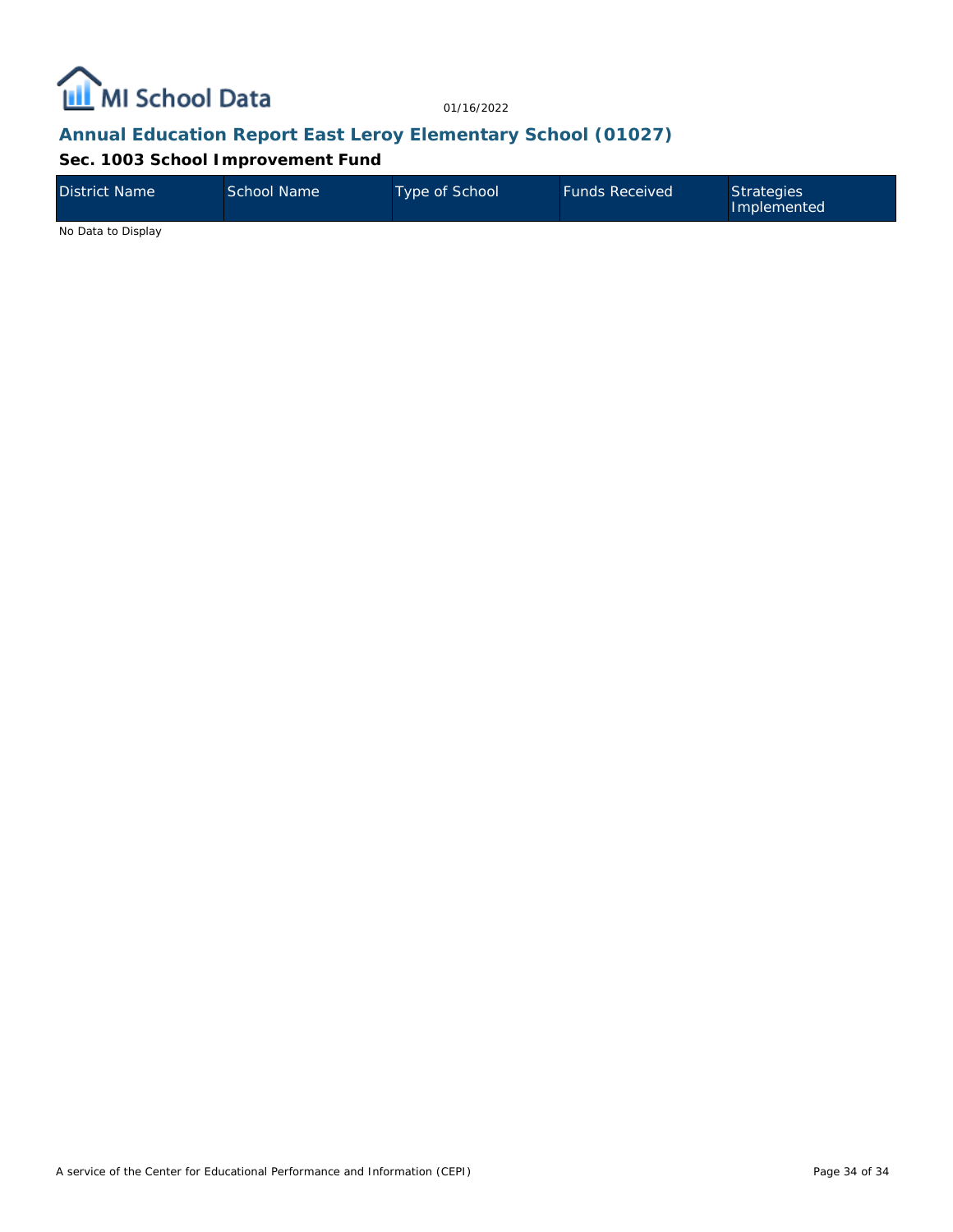## Annual Education Report East Leroy Elementary School (01027)

### Sec. 1003 School Improvement Fund

| District Name | School Name | Type of School | Funds Received | Strategies Implemented |
| --- | --- | --- | --- | --- |

No Data to Display